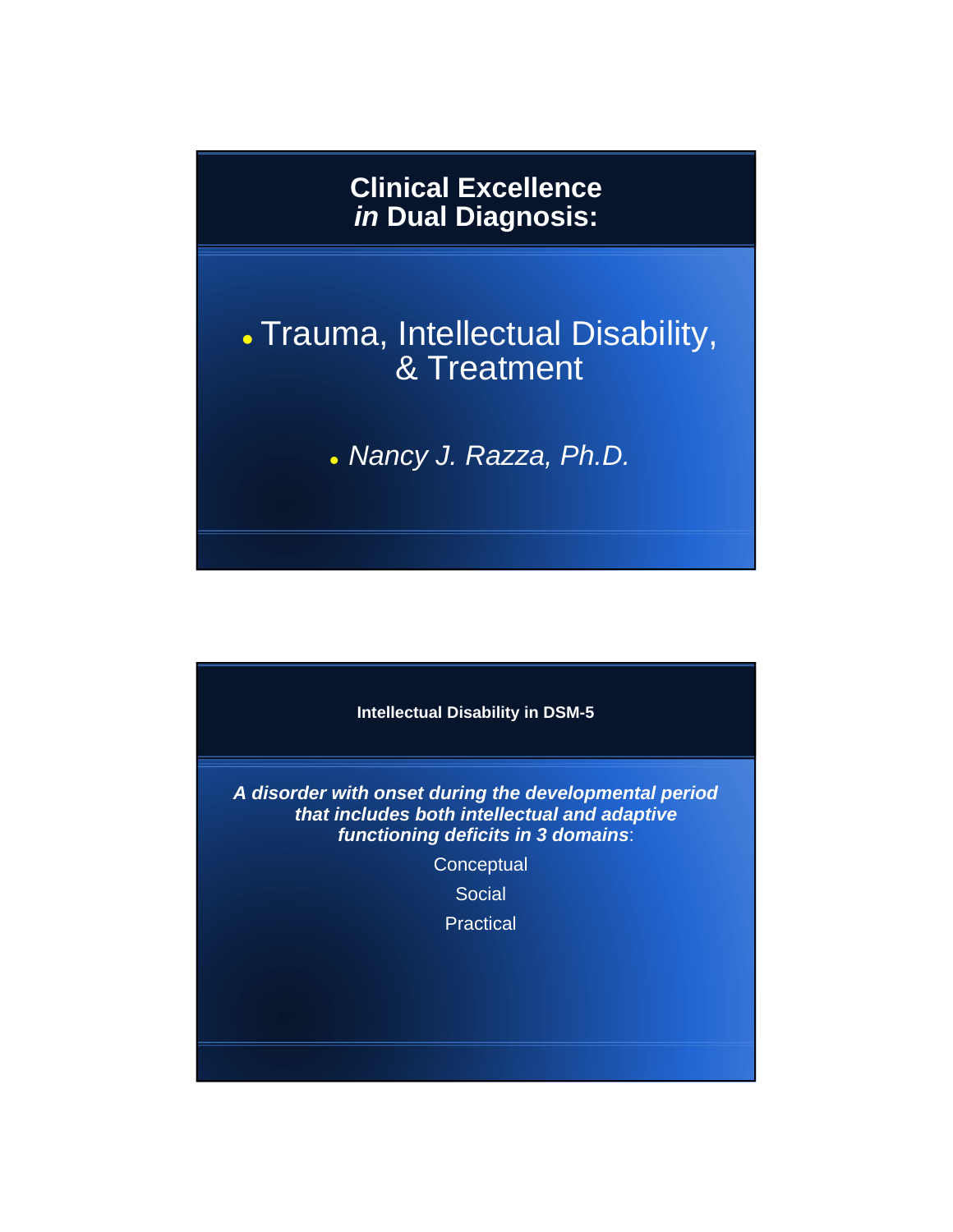# Clinical Excellence *in* Dual Diagnosis:

- Trauma, Intellectual Disability, & Treatment

- *Nancy J. Razza, Ph.D.*

## Intellectual Disability in DSM-5

***A disorder with onset during the developmental period that includes both intellectual and adaptive functioning deficits in 3 domains***:

Conceptual

Social

Practical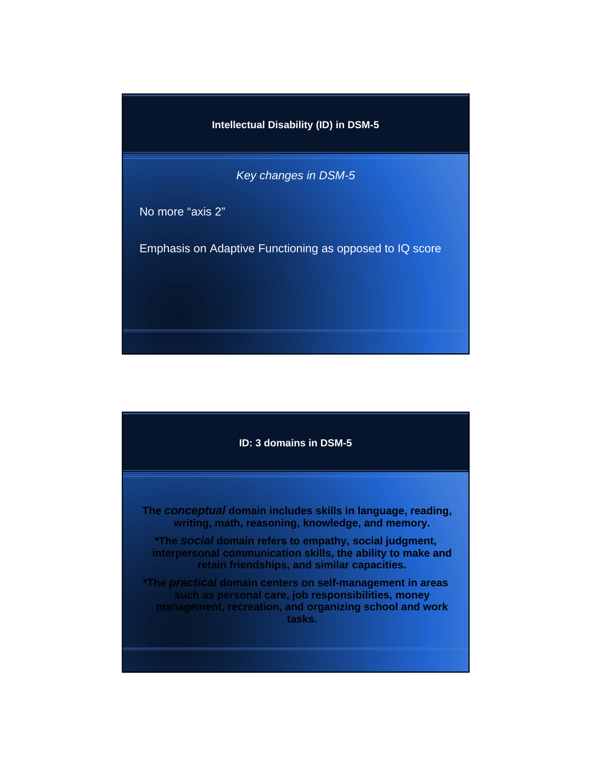## Intellectual Disability (ID) in DSM-5

*Key changes in DSM-5*

No more "axis 2"

Emphasis on Adaptive Functioning as opposed to IQ score

## ID: 3 domains in DSM-5

**The *conceptual* domain includes skills in language, reading, writing, math, reasoning, knowledge, and memory.**

**\*The *social* domain refers to empathy, social judgment, interpersonal communication skills, the ability to make and retain friendships, and similar capacities.**

**\*The *practical* domain centers on self-management in areas such as personal care, job responsibilities, money management, recreation, and organizing school and work tasks.**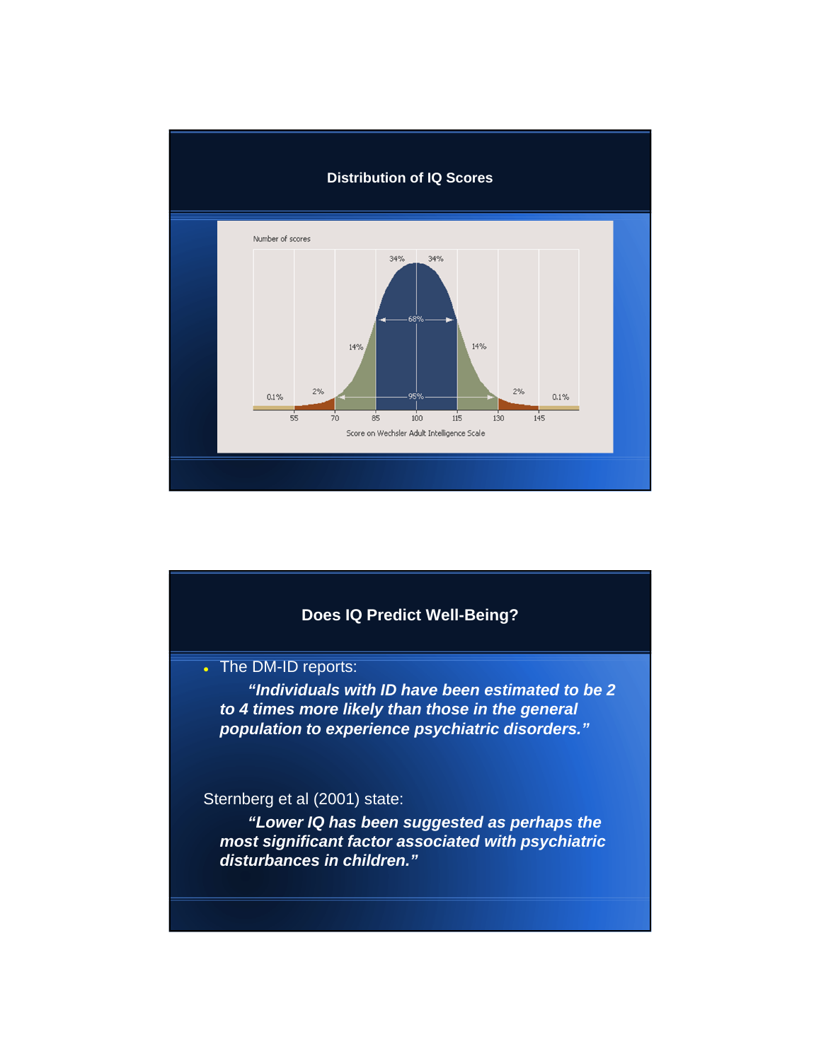## Distribution of IQ Scores

Number of scores

34% 34%

68%

14% 14%

2% 2%

0.1% 0.1%

95%

55 70 85 100 115 130 145

Score on Wechsler Adult Intelligence Scale

## Does IQ Predict Well-Being?

- The DM-ID reports:

  ***"Individuals with ID have been estimated to be 2 to 4 times more likely than those in the general population to experience psychiatric disorders."***

Sternberg et al (2001) state:

***"Lower IQ has been suggested as perhaps the most significant factor associated with psychiatric disturbances in children."***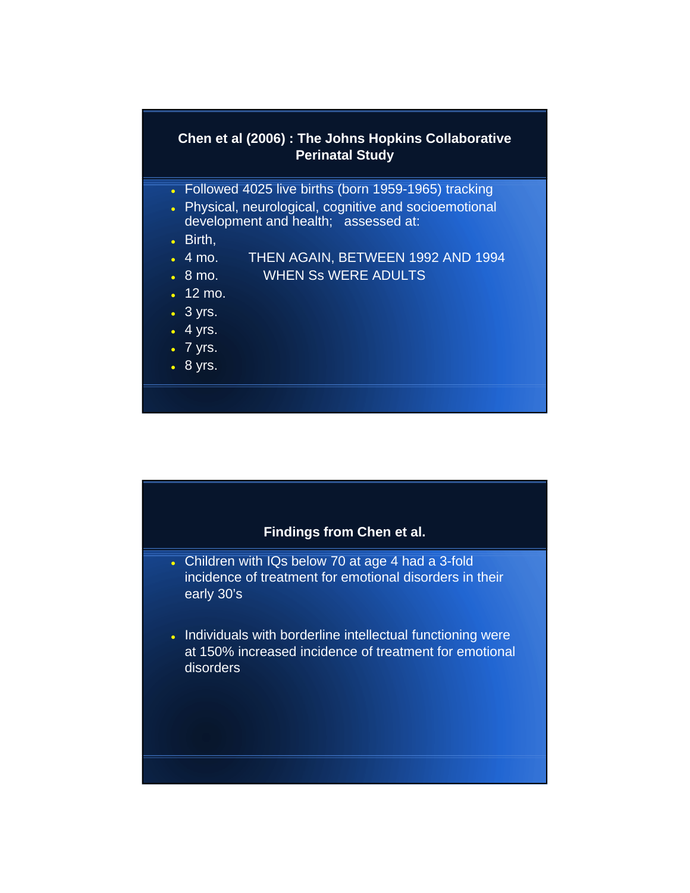## Chen et al (2006) : The Johns Hopkins Collaborative Perinatal Study

- Followed 4025 live births (born 1959-1965) tracking
- Physical, neurological, cognitive and socioemotional development and health; assessed at:
- Birth,
- 4 mo.
- 8 mo.
- 12 mo.
- 3 yrs.
- 4 yrs.
- 7 yrs.
- 8 yrs.

THEN AGAIN, BETWEEN 1992 AND 1994 WHEN Ss WERE ADULTS

## Findings from Chen et al.

- Children with IQs below 70 at age 4 had a 3-fold incidence of treatment for emotional disorders in their early 30's

- Individuals with borderline intellectual functioning were at 150% increased incidence of treatment for emotional disorders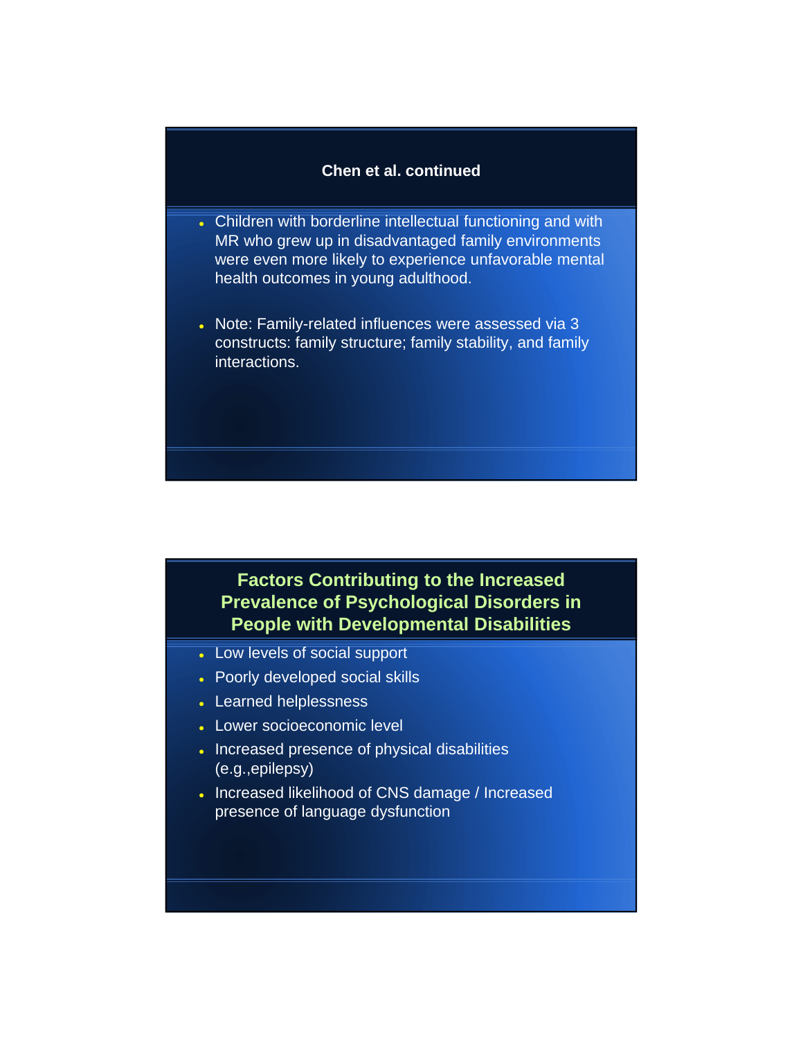## Chen et al. continued

- Children with borderline intellectual functioning and with MR who grew up in disadvantaged family environments were even more likely to experience unfavorable mental health outcomes in young adulthood.
- Note: Family-related influences were assessed via 3 constructs: family structure; family stability, and family interactions.

## Factors Contributing to the Increased Prevalence of Psychological Disorders in People with Developmental Disabilities

- Low levels of social support
- Poorly developed social skills
- Learned helplessness
- Lower socioeconomic level
- Increased presence of physical disabilities (e.g.,epilepsy)
- Increased likelihood of CNS damage / Increased presence of language dysfunction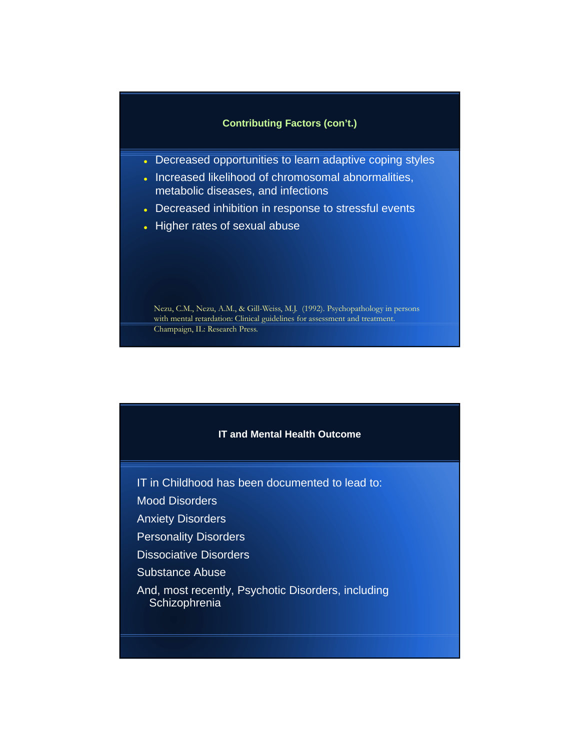## Contributing Factors (con't.)

- Decreased opportunities to learn adaptive coping styles
- Increased likelihood of chromosomal abnormalities, metabolic diseases, and infections
- Decreased inhibition in response to stressful events
- Higher rates of sexual abuse

Nezu, C.M., Nezu, A.M., & Gill-Weiss, M.J. (1992). Psychopathology in persons with mental retardation: Clinical guidelines for assessment and treatment. Champaign, IL: Research Press.

## IT and Mental Health Outcome

IT in Childhood has been documented to lead to:

Mood Disorders

Anxiety Disorders

Personality Disorders

Dissociative Disorders

Substance Abuse

And, most recently, Psychotic Disorders, including Schizophrenia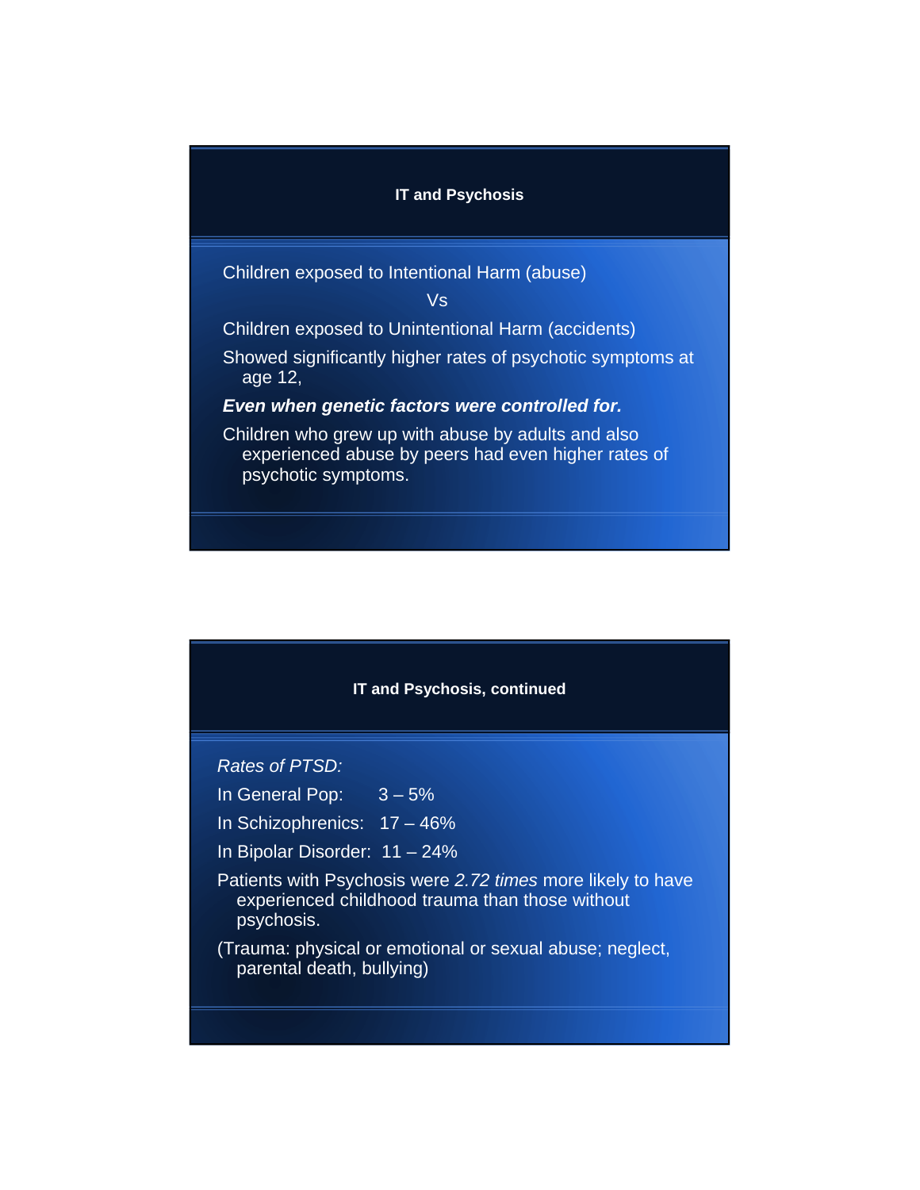## IT and Psychosis

Children exposed to Intentional Harm (abuse)

Vs

Children exposed to Unintentional Harm (accidents)

Showed significantly higher rates of psychotic symptoms at age 12,

***Even when genetic factors were controlled for.***

Children who grew up with abuse by adults and also experienced abuse by peers had even higher rates of psychotic symptoms.

## IT and Psychosis, continued

*Rates of PTSD:*

In General Pop: 3 – 5%

In Schizophrenics: 17 – 46%

In Bipolar Disorder: 11 – 24%

Patients with Psychosis were *2.72 times* more likely to have experienced childhood trauma than those without psychosis.

(Trauma: physical or emotional or sexual abuse; neglect, parental death, bullying)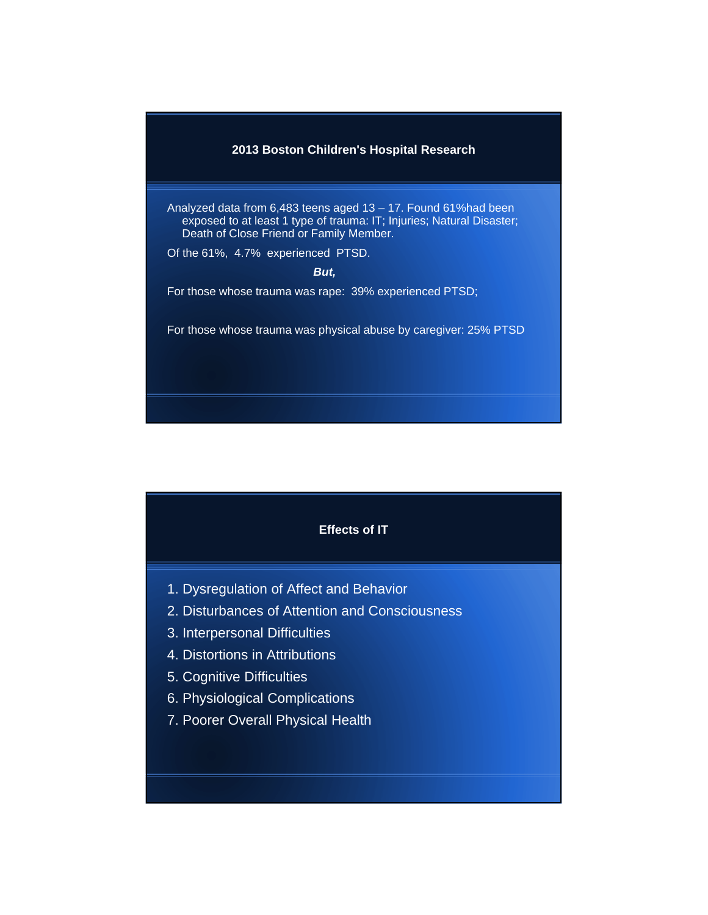## 2013 Boston Children's Hospital Research

Analyzed data from 6,483 teens aged 13 – 17. Found 61%had been exposed to at least 1 type of trauma: IT; Injuries; Natural Disaster; Death of Close Friend or Family Member.

Of the 61%, 4.7% experienced PTSD.

***But,***

For those whose trauma was rape: 39% experienced PTSD;

For those whose trauma was physical abuse by caregiver: 25% PTSD

## Effects of IT

1. Dysregulation of Affect and Behavior
2. Disturbances of Attention and Consciousness
3. Interpersonal Difficulties
4. Distortions in Attributions
5. Cognitive Difficulties
6. Physiological Complications
7. Poorer Overall Physical Health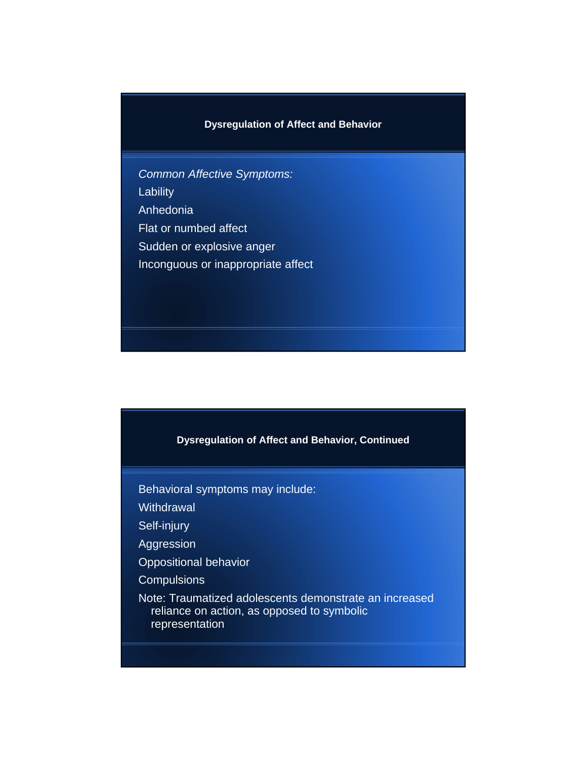## Dysregulation of Affect and Behavior

*Common Affective Symptoms:*

Lability

Anhedonia

Flat or numbed affect

Sudden or explosive anger

Inconguous or inappropriate affect

## Dysregulation of Affect and Behavior, Continued

Behavioral symptoms may include:

Withdrawal

Self-injury

Aggression

Oppositional behavior

Compulsions

Note: Traumatized adolescents demonstrate an increased reliance on action, as opposed to symbolic representation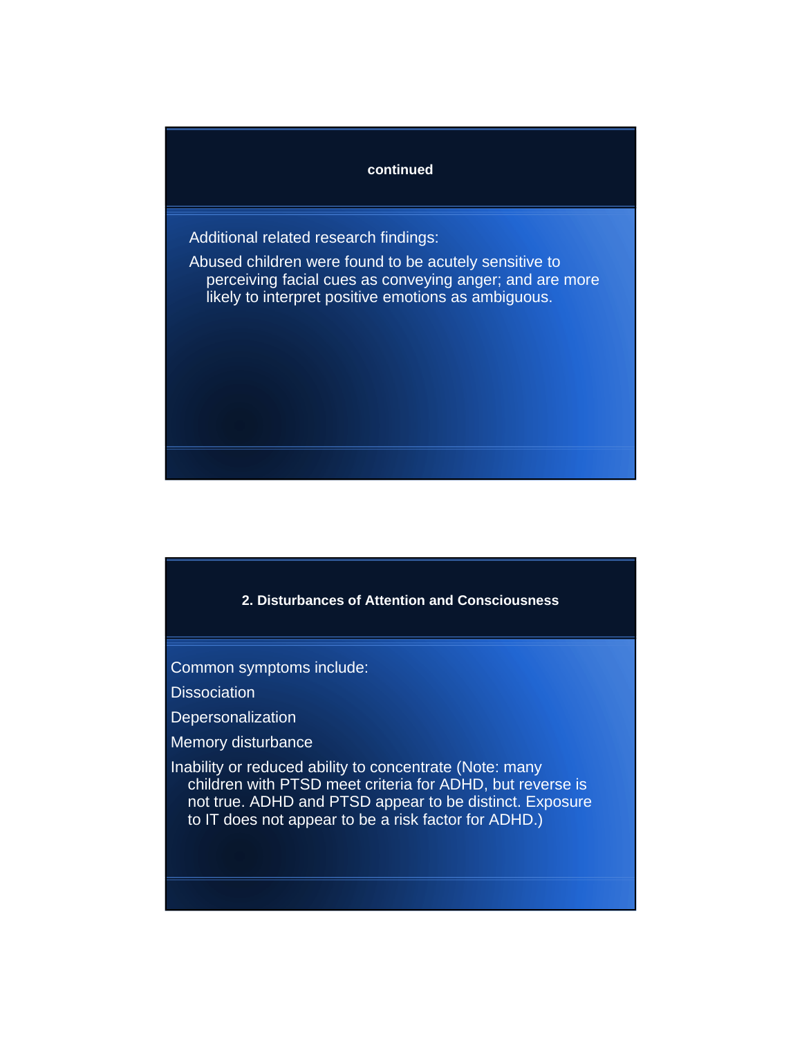## continued

Additional related research findings:

Abused children were found to be acutely sensitive to perceiving facial cues as conveying anger; and are more likely to interpret positive emotions as ambiguous.

## 2. Disturbances of Attention and Consciousness

Common symptoms include:

- Dissociation
- Depersonalization
- Memory disturbance
- Inability or reduced ability to concentrate (Note: many children with PTSD meet criteria for ADHD, but reverse is not true. ADHD and PTSD appear to be distinct. Exposure to IT does not appear to be a risk factor for ADHD.)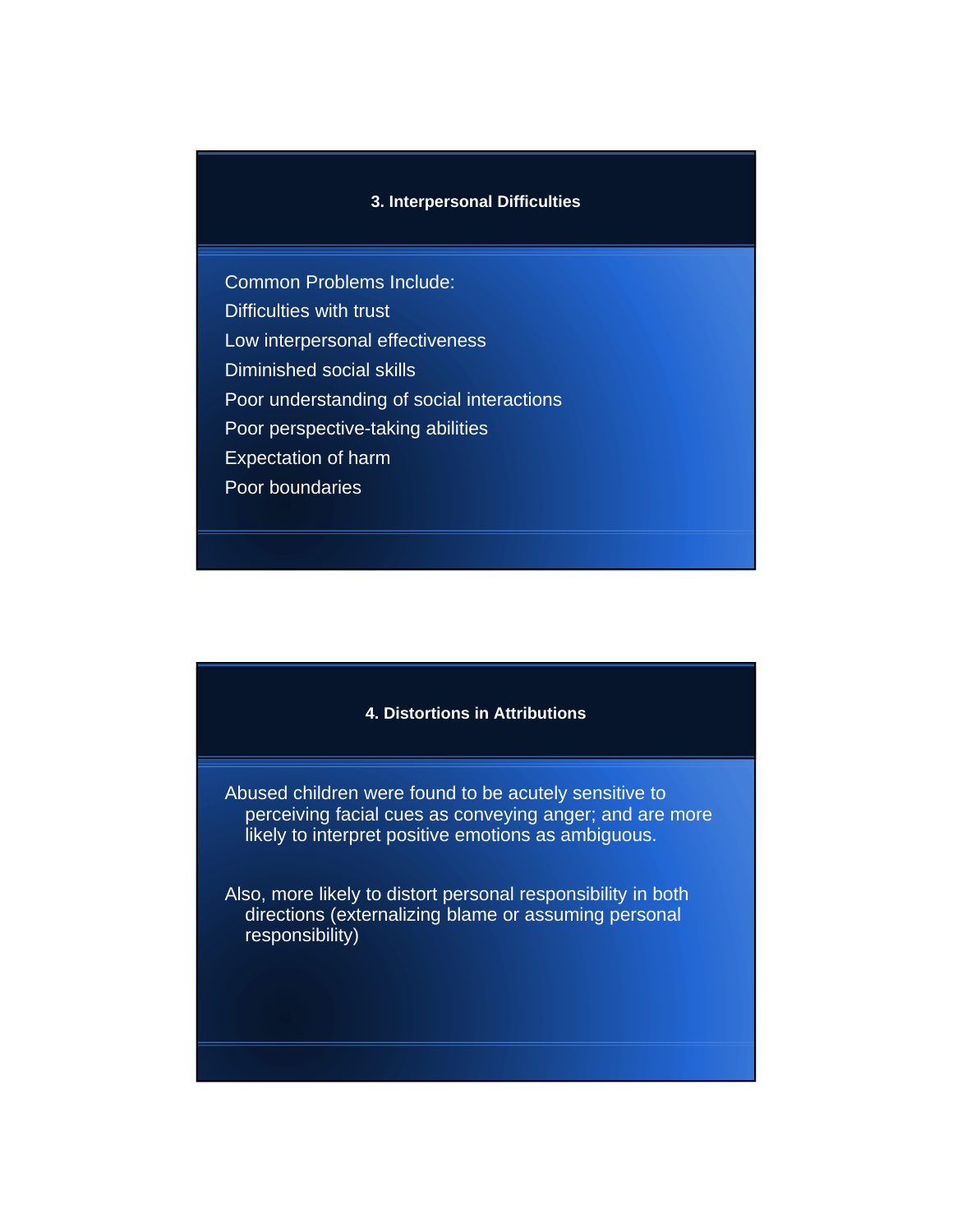## 3. Interpersonal Difficulties

Common Problems Include:

- Difficulties with trust
- Low interpersonal effectiveness
- Diminished social skills
- Poor understanding of social interactions
- Poor perspective-taking abilities
- Expectation of harm
- Poor boundaries

## 4. Distortions in Attributions

Abused children were found to be acutely sensitive to perceiving facial cues as conveying anger; and are more likely to interpret positive emotions as ambiguous.

Also, more likely to distort personal responsibility in both directions (externalizing blame or assuming personal responsibility)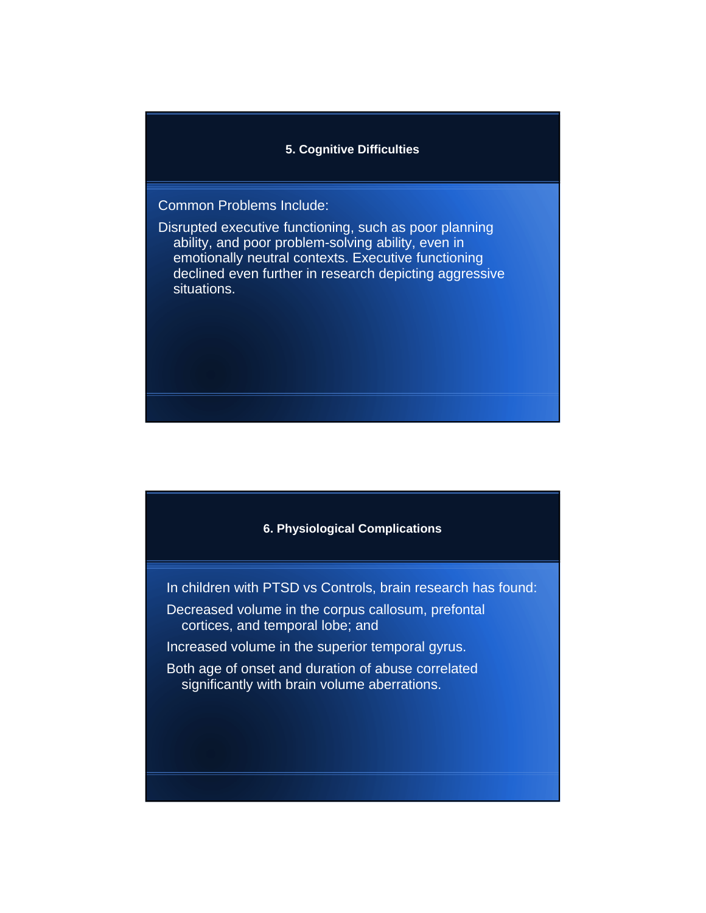## 5. Cognitive Difficulties

Common Problems Include:

Disrupted executive functioning, such as poor planning ability, and poor problem-solving ability, even in emotionally neutral contexts. Executive functioning declined even further in research depicting aggressive situations.

## 6. Physiological Complications

In children with PTSD vs Controls, brain research has found:

Decreased volume in the corpus callosum, prefontal cortices, and temporal lobe; and

Increased volume in the superior temporal gyrus.

Both age of onset and duration of abuse correlated significantly with brain volume aberrations.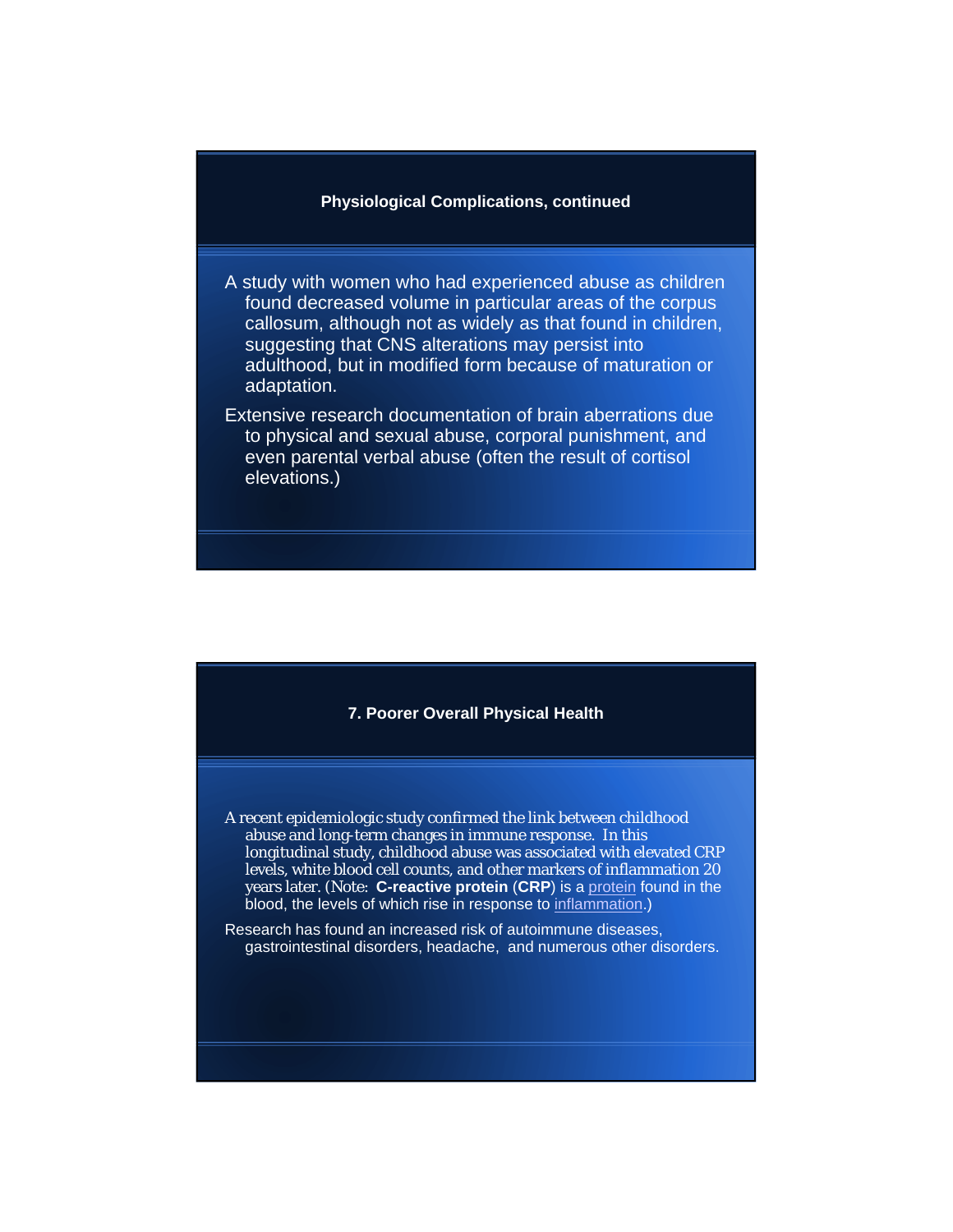## Physiological Complications, continued

A study with women who had experienced abuse as children found decreased volume in particular areas of the corpus callosum, although not as widely as that found in children, suggesting that CNS alterations may persist into adulthood, but in modified form because of maturation or adaptation.

Extensive research documentation of brain aberrations due to physical and sexual abuse, corporal punishment, and even parental verbal abuse (often the result of cortisol elevations.)

## 7. Poorer Overall Physical Health

A recent epidemiologic study confirmed the link between childhood abuse and long-term changes in immune response. In this longitudinal study, childhood abuse was associated with elevated CRP levels, white blood cell counts, and other markers of inflammation 20 years later. (Note: **C-reactive protein** (**CRP**) is a protein found in the blood, the levels of which rise in response to inflammation.)

Research has found an increased risk of autoimmune diseases, gastrointestinal disorders, headache, and numerous other disorders.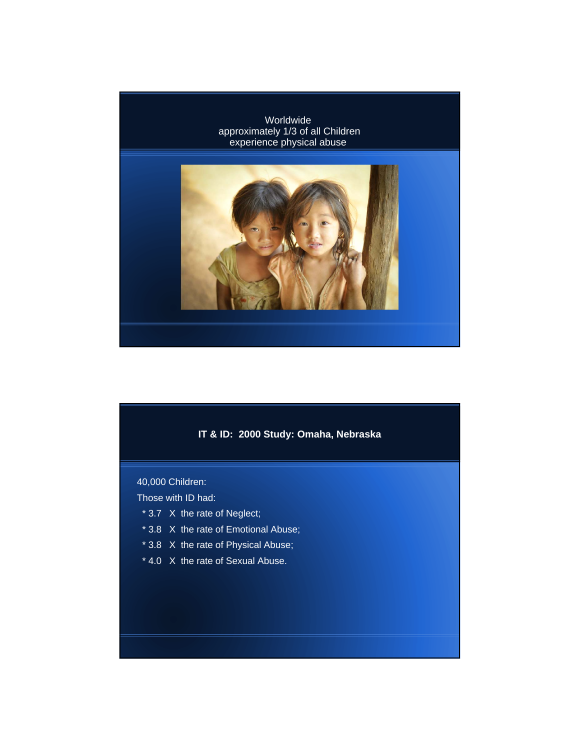Worldwide
approximately 1/3 of all Children
experience physical abuse

**IT & ID:  2000 Study: Omaha, Nebraska**

40,000 Children:

Those with ID had:

- * 3.7  X  the rate of Neglect;
- * 3.8  X  the rate of Emotional Abuse;
- * 3.8  X  the rate of Physical Abuse;
- * 4.0  X  the rate of Sexual Abuse.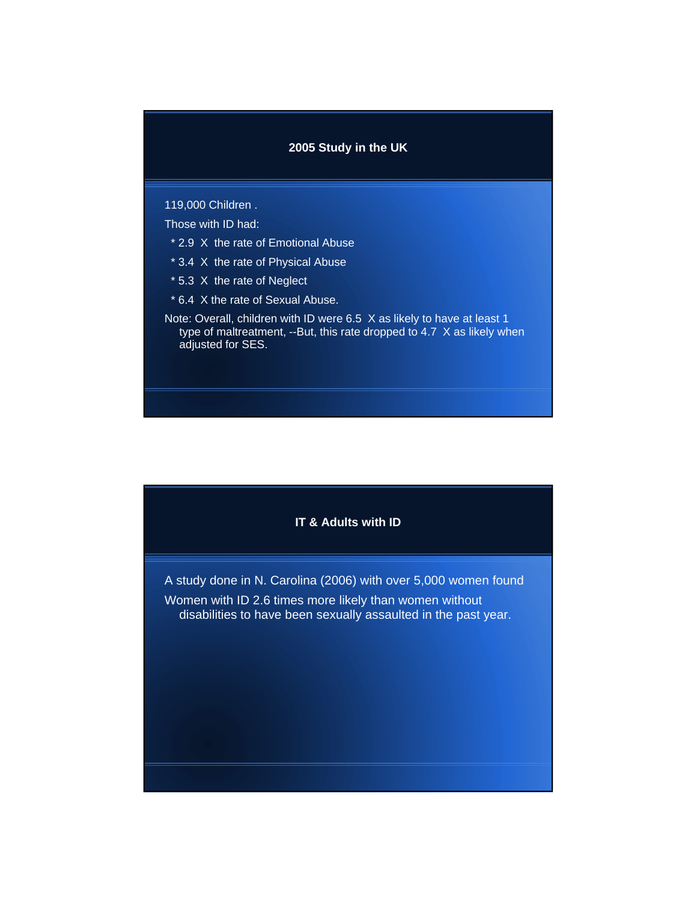## 2005 Study in the UK

119,000 Children .

Those with ID had:

* 2.9 X the rate of Emotional Abuse
* 3.4 X the rate of Physical Abuse
* 5.3 X the rate of Neglect
* 6.4 X the rate of Sexual Abuse.

Note: Overall, children with ID were 6.5 X as likely to have at least 1 type of maltreatment, --But, this rate dropped to 4.7 X as likely when adjusted for SES.

## IT & Adults with ID

A study done in N. Carolina (2006) with over 5,000 women found

Women with ID 2.6 times more likely than women without disabilities to have been sexually assaulted in the past year.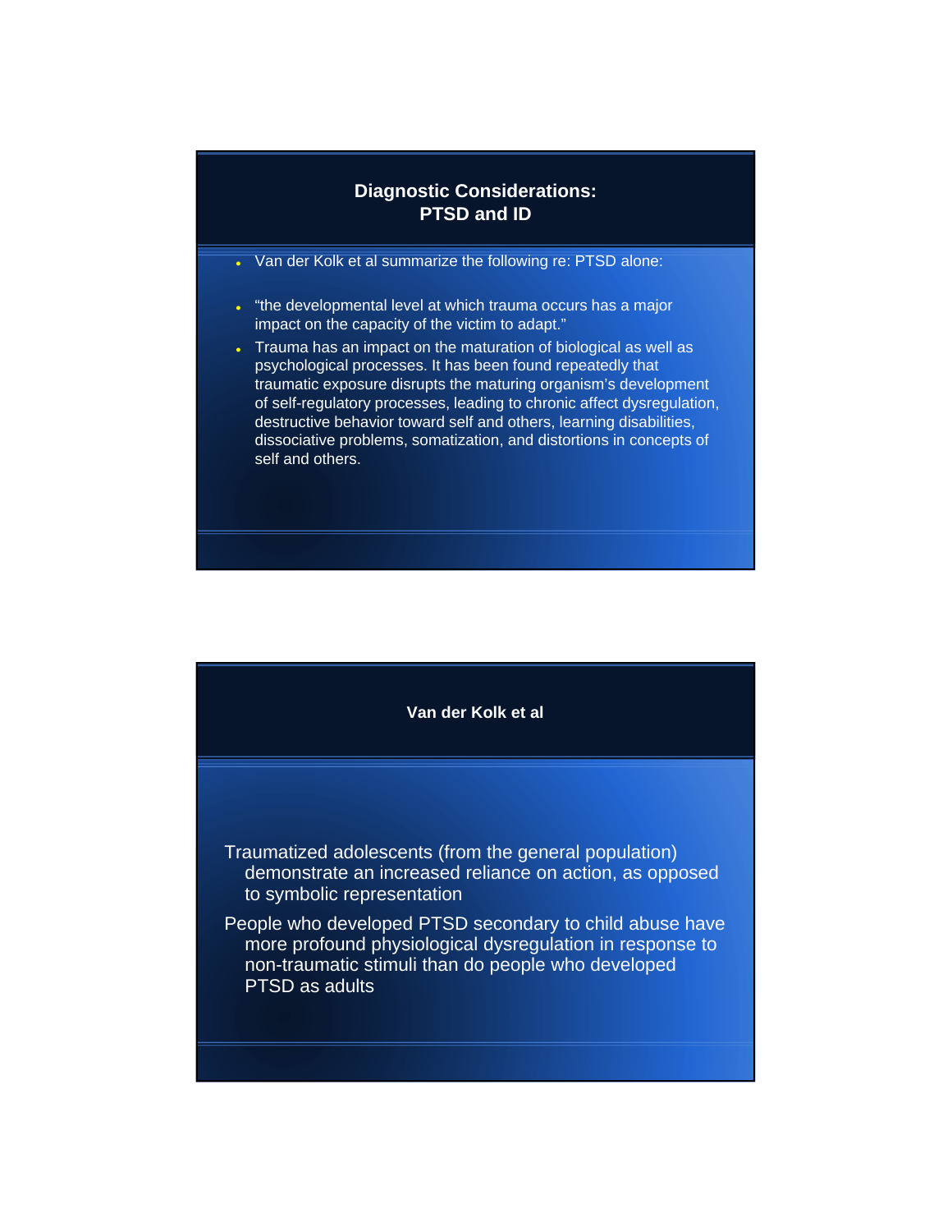## Diagnostic Considerations:
## PTSD and ID

- Van der Kolk et al summarize the following re: PTSD alone:
- "the developmental level at which trauma occurs has a major impact on the capacity of the victim to adapt."
- Trauma has an impact on the maturation of biological as well as psychological processes. It has been found repeatedly that traumatic exposure disrupts the maturing organism's development of self-regulatory processes, leading to chronic affect dysregulation, destructive behavior toward self and others, learning disabilities, dissociative problems, somatization, and distortions in concepts of self and others.

## Van der Kolk et al

Traumatized adolescents (from the general population) demonstrate an increased reliance on action, as opposed to symbolic representation

People who developed PTSD secondary to child abuse have more profound physiological dysregulation in response to non-traumatic stimuli than do people who developed PTSD as adults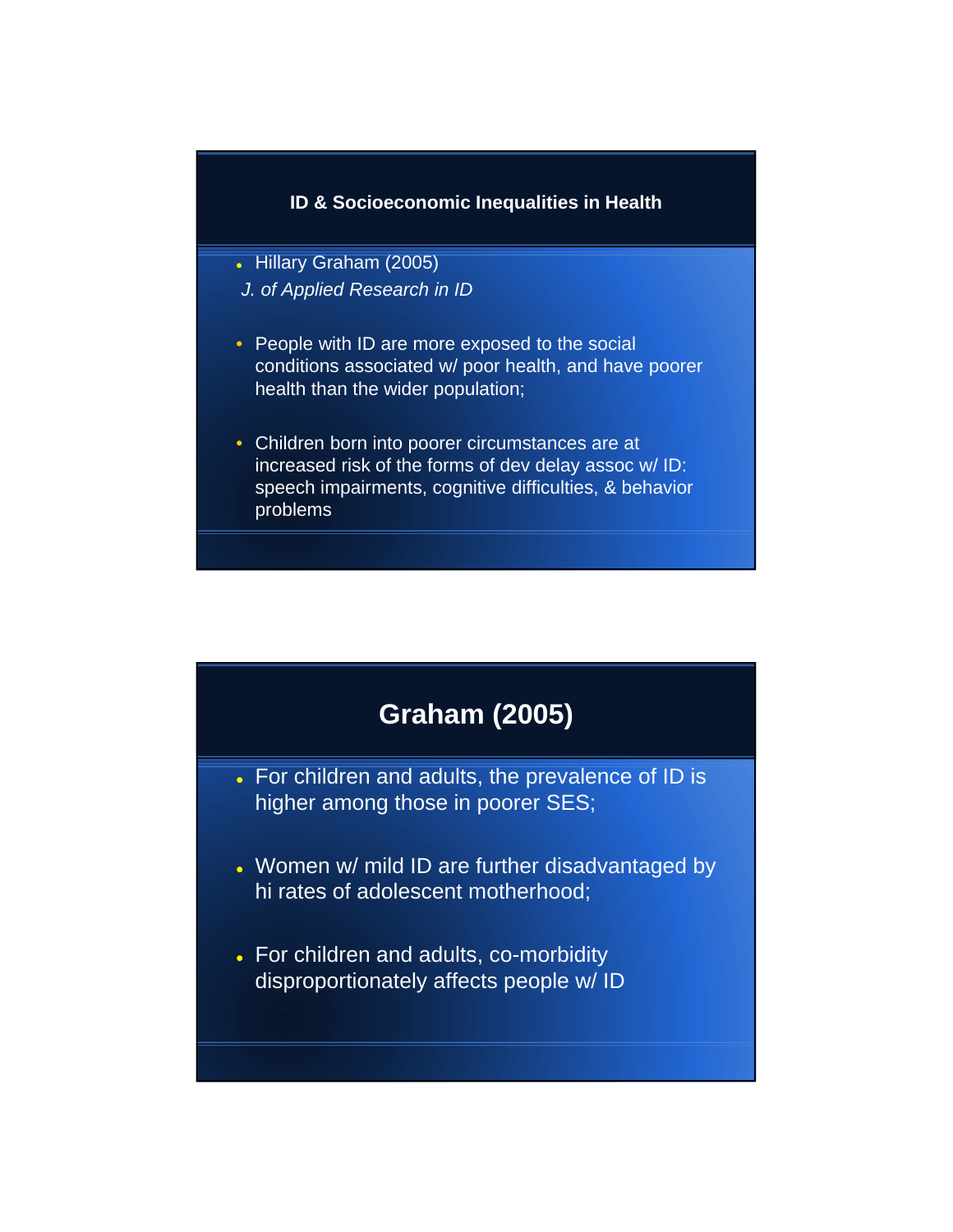## ID & Socioeconomic Inequalities in Health

- Hillary Graham (2005)

  *J. of Applied Research in ID*

- People with ID are more exposed to the social conditions associated w/ poor health, and have poorer health than the wider population;

- Children born into poorer circumstances are at increased risk of the forms of dev delay assoc w/ ID: speech impairments, cognitive difficulties, & behavior problems

## Graham (2005)

- For children and adults, the prevalence of ID is higher among those in poorer SES;

- Women w/ mild ID are further disadvantaged by hi rates of adolescent motherhood;

- For children and adults, co-morbidity disproportionately affects people w/ ID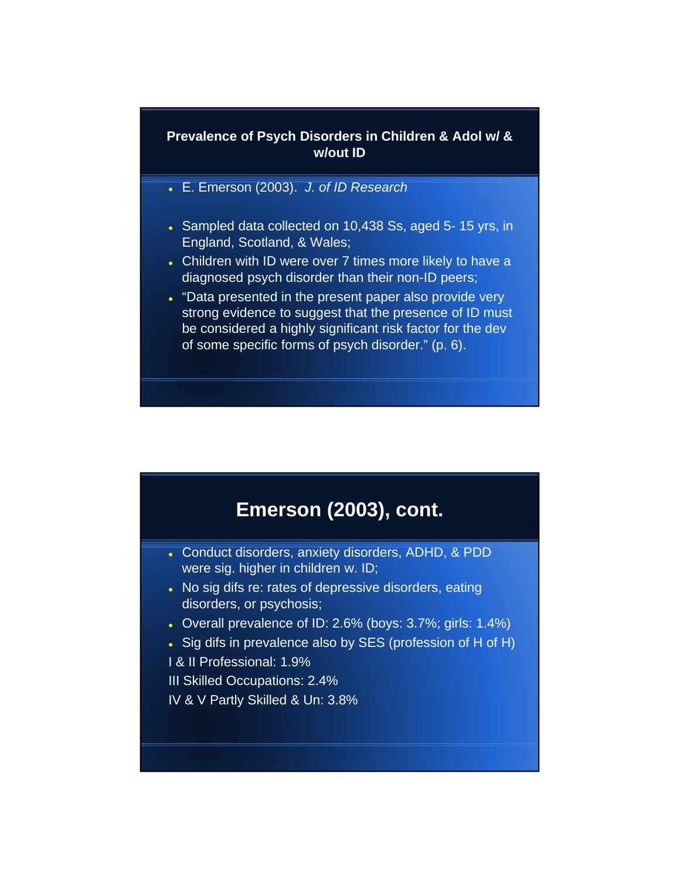## Prevalence of Psych Disorders in Children & Adol w/ & w/out ID

- E. Emerson (2003). *J. of ID Research*
- Sampled data collected on 10,438 Ss, aged 5- 15 yrs, in England, Scotland, & Wales;
- Children with ID were over 7 times more likely to have a diagnosed psych disorder than their non-ID peers;
- "Data presented in the present paper also provide very strong evidence to suggest that the presence of ID must be considered a highly significant risk factor for the dev of some specific forms of psych disorder." (p. 6).

## Emerson (2003), cont.

- Conduct disorders, anxiety disorders, ADHD, & PDD were sig. higher in children w. ID;
- No sig difs re: rates of depressive disorders, eating disorders, or psychosis;
- Overall prevalence of ID: 2.6% (boys: 3.7%; girls: 1.4%)
- Sig difs in prevalence also by SES (profession of H of H)

I & II Professional: 1.9%

III Skilled Occupations: 2.4%

IV & V Partly Skilled & Un: 3.8%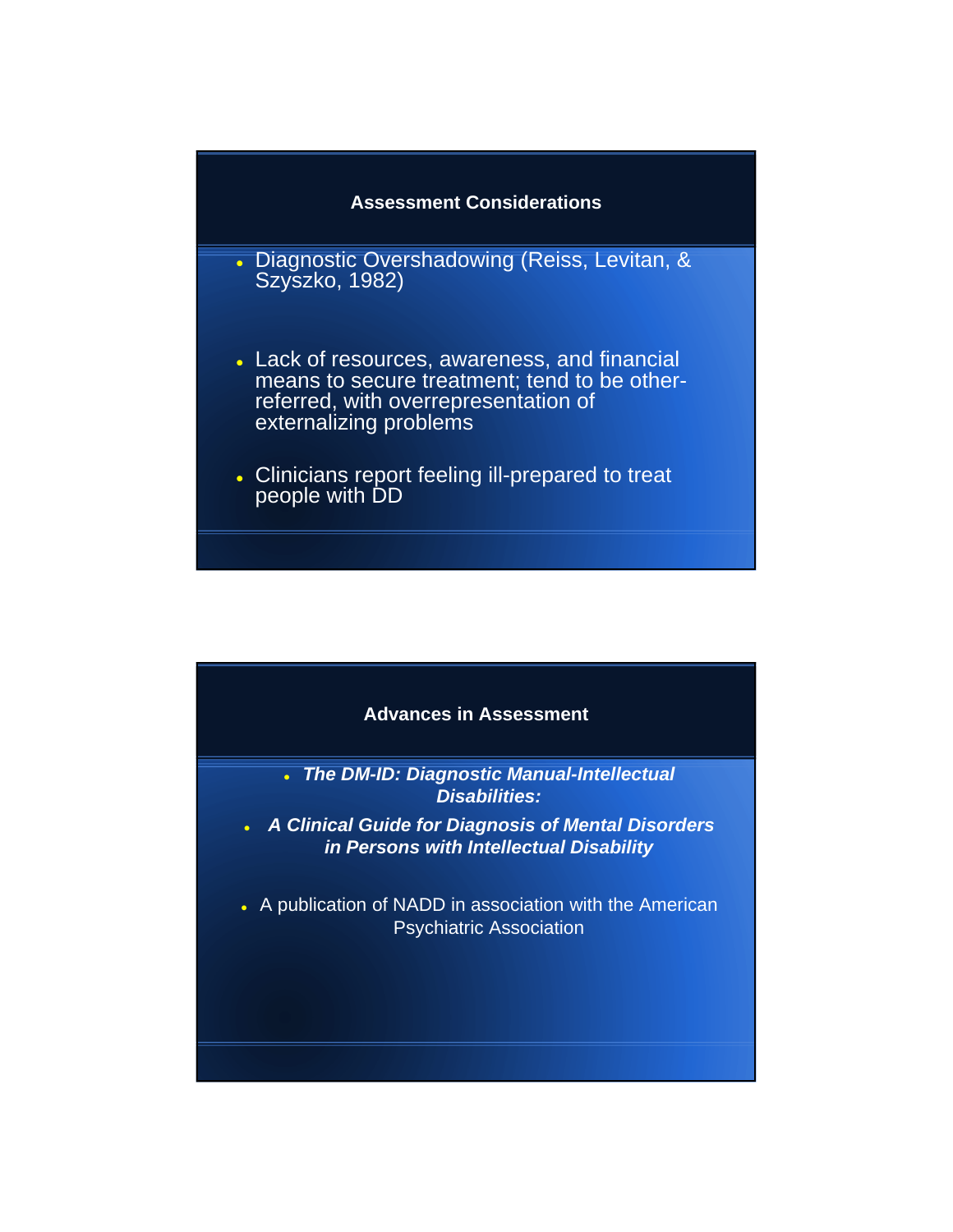## Assessment Considerations

- Diagnostic Overshadowing (Reiss, Levitan, & Szyszko, 1982)
- Lack of resources, awareness, and financial means to secure treatment; tend to be other-referred, with overrepresentation of externalizing problems
- Clinicians report feeling ill-prepared to treat people with DD

## Advances in Assessment

- ***The DM-ID: Diagnostic Manual-Intellectual Disabilities:***
- ***A Clinical Guide for Diagnosis of Mental Disorders in Persons with Intellectual Disability***
- A publication of NADD in association with the American Psychiatric Association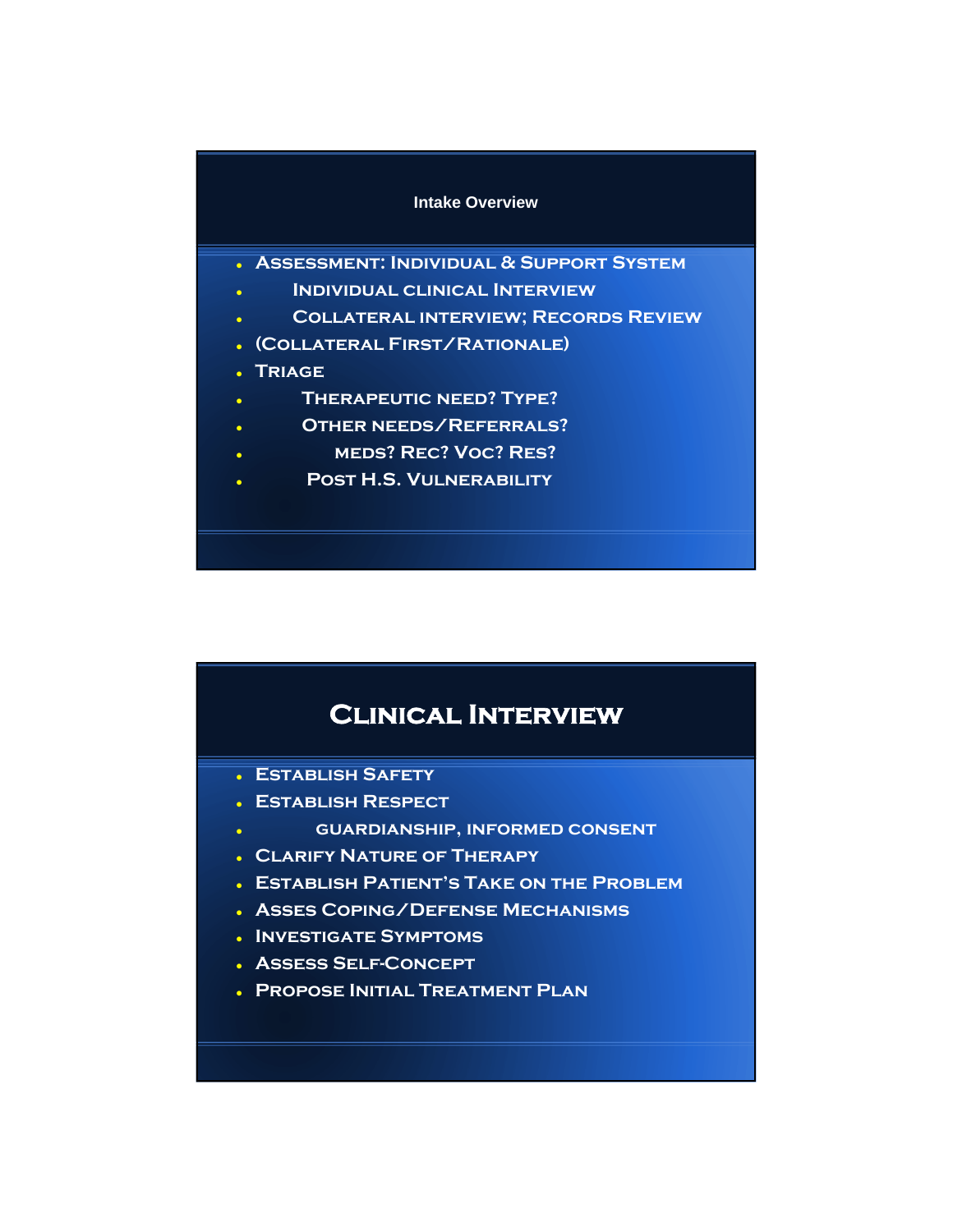## Intake Overview

- Assessment: Individual & Support System
  - Individual clinical Interview
  - Collateral interview; Records Review
- (Collateral First/Rationale)
- Triage
  - Therapeutic need? Type?
  - Other needs/Referrals?
    - meds? Rec? Voc? Res?
  - Post H.S. Vulnerability

## Clinical Interview

- Establish Safety
- Establish Respect
  - guardianship, informed consent
- Clarify Nature of Therapy
- Establish Patient's Take on the Problem
- Asses Coping/Defense Mechanisms
- Investigate Symptoms
- Assess Self-Concept
- Propose Initial Treatment Plan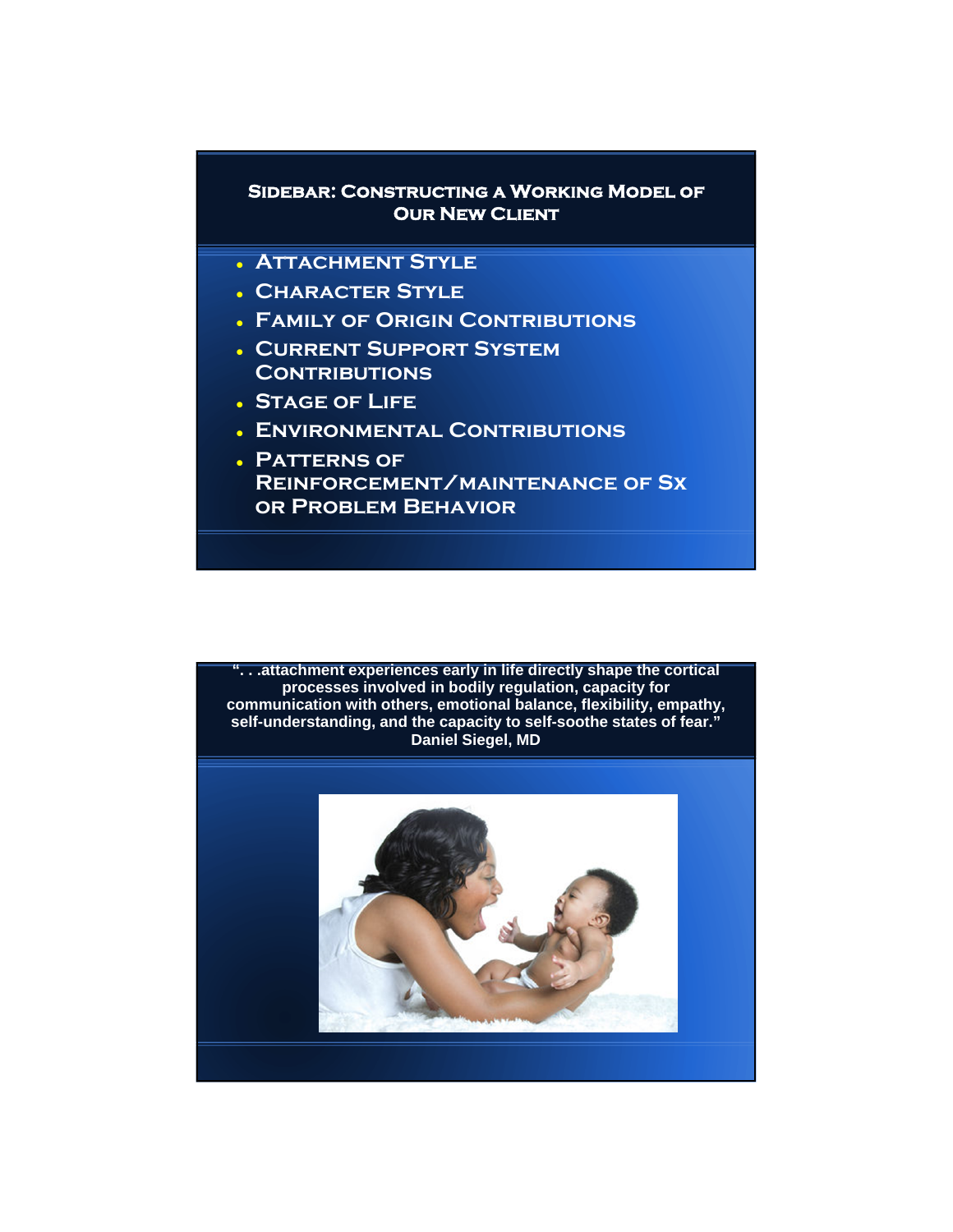## Sidebar: Constructing a Working Model of Our New Client

- Attachment Style
- Character Style
- Family of Origin Contributions
- Current Support System Contributions
- Stage of Life
- Environmental Contributions
- Patterns of Reinforcement/maintenance of Sx or Problem Behavior

**". . .attachment experiences early in life directly shape the cortical processes involved in bodily regulation, capacity for communication with others, emotional balance, flexibility, empathy, self-understanding, and the capacity to self-soothe states of fear."**
**Daniel Siegel, MD**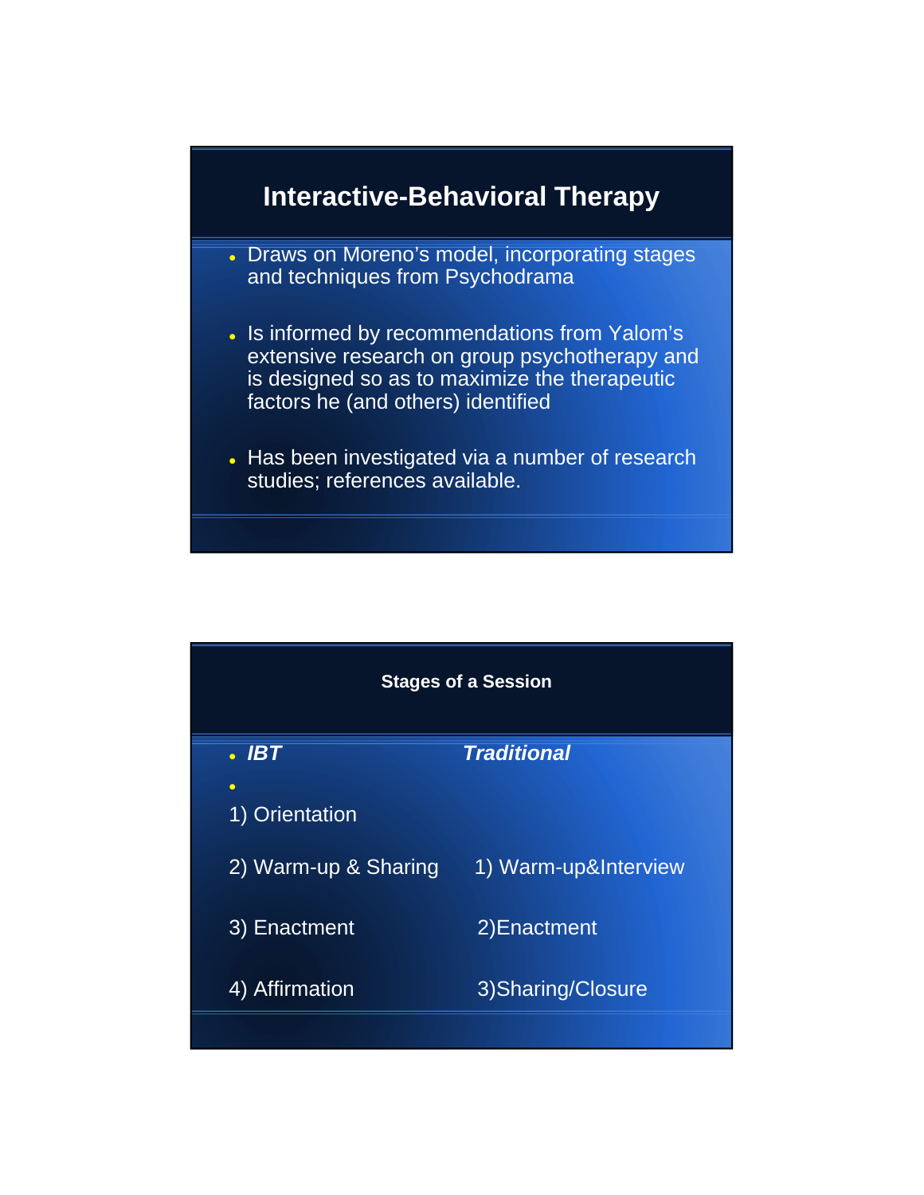## Interactive-Behavioral Therapy

- Draws on Moreno's model, incorporating stages and techniques from Psychodrama
- Is informed by recommendations from Yalom's extensive research on group psychotherapy and is designed so as to maximize the therapeutic factors he (and others) identified
- Has been investigated via a number of research studies; references available.

## Stages of a Session

| ***IBT*** | ***Traditional*** |
| --- | --- |
| 1) Orientation | |
| 2) Warm-up & Sharing | 1) Warm-up&Interview |
| 3) Enactment | 2)Enactment |
| 4) Affirmation | 3)Sharing/Closure |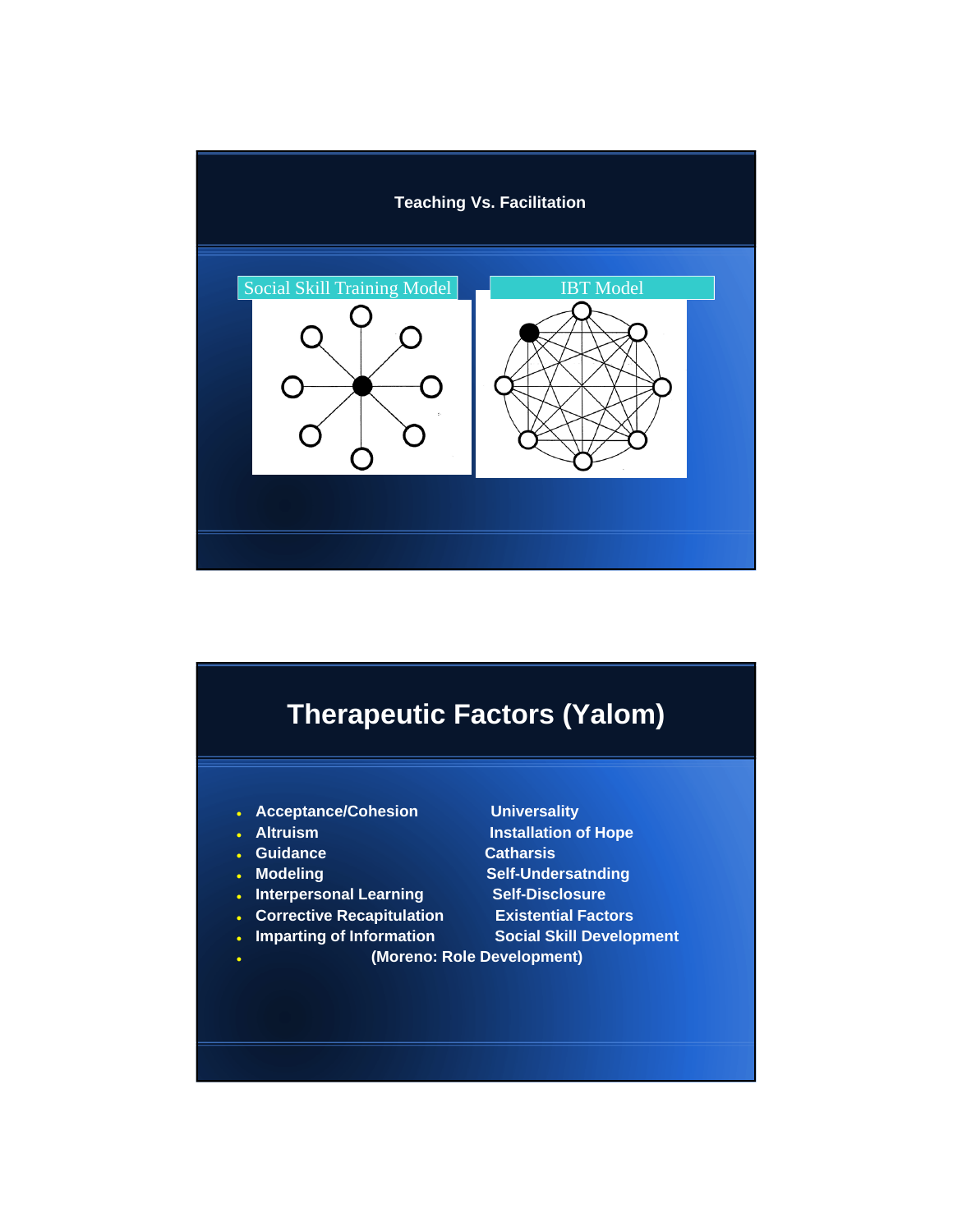## Teaching Vs. Facilitation

Social Skill Training Model

IBT Model

# Therapeutic Factors (Yalom)

- Acceptance/Cohesion
- Altruism
- Guidance
- Modeling
- Interpersonal Learning
- Corrective Recapitulation
- Imparting of Information
- Universality
- Installation of Hope
- Catharsis
- Self-Undersatnding
- Self-Disclosure
- Existential Factors
- Social Skill Development
- (Moreno: Role Development)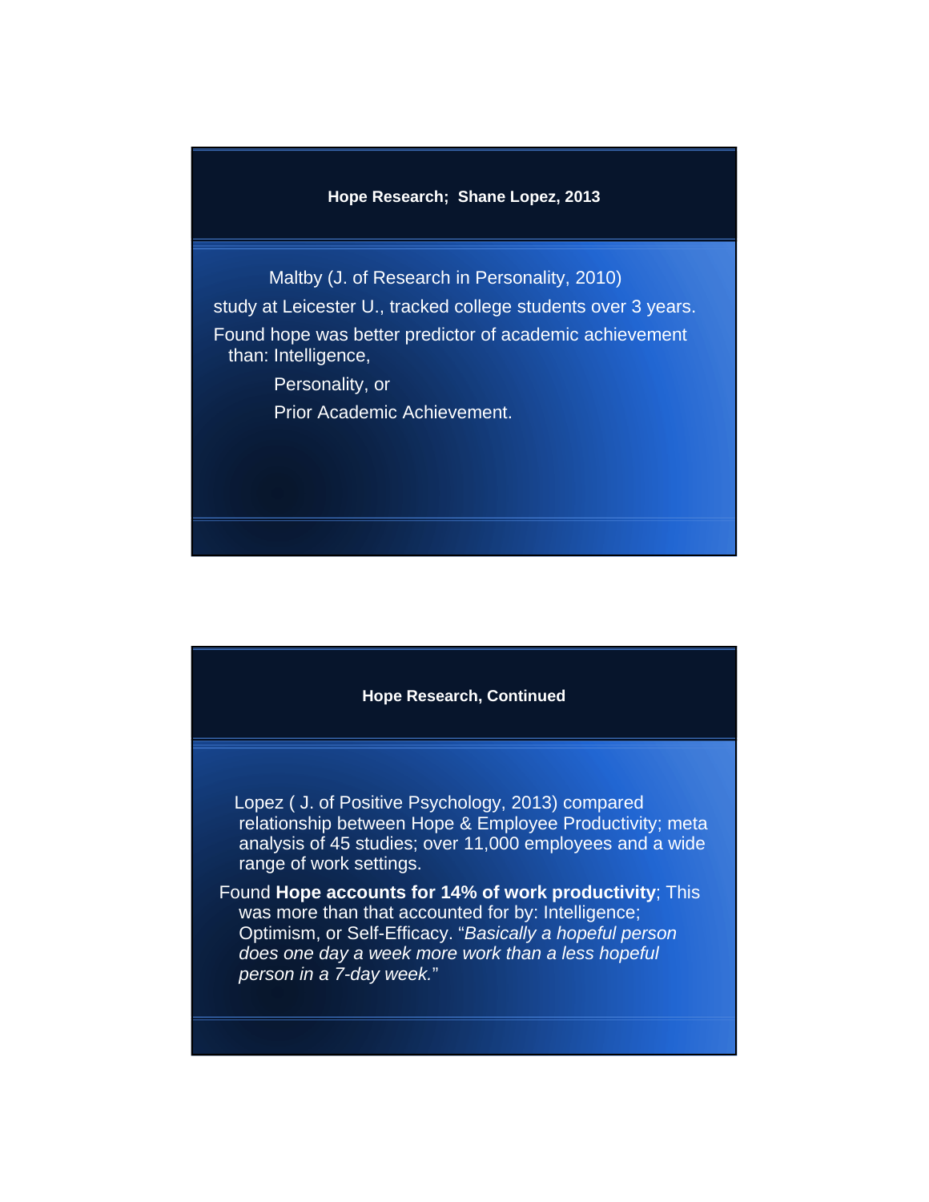## Hope Research; Shane Lopez, 2013

Maltby (J. of Research in Personality, 2010)

study at Leicester U., tracked college students over 3 years.

Found hope was better predictor of academic achievement than: Intelligence,

Personality, or

Prior Academic Achievement.

## Hope Research, Continued

Lopez ( J. of Positive Psychology, 2013) compared relationship between Hope & Employee Productivity; meta analysis of 45 studies; over 11,000 employees and a wide range of work settings.

Found **Hope accounts for 14% of work productivity**; This was more than that accounted for by: Intelligence; Optimism, or Self-Efficacy. "*Basically a hopeful person does one day a week more work than a less hopeful person in a 7-day week.*"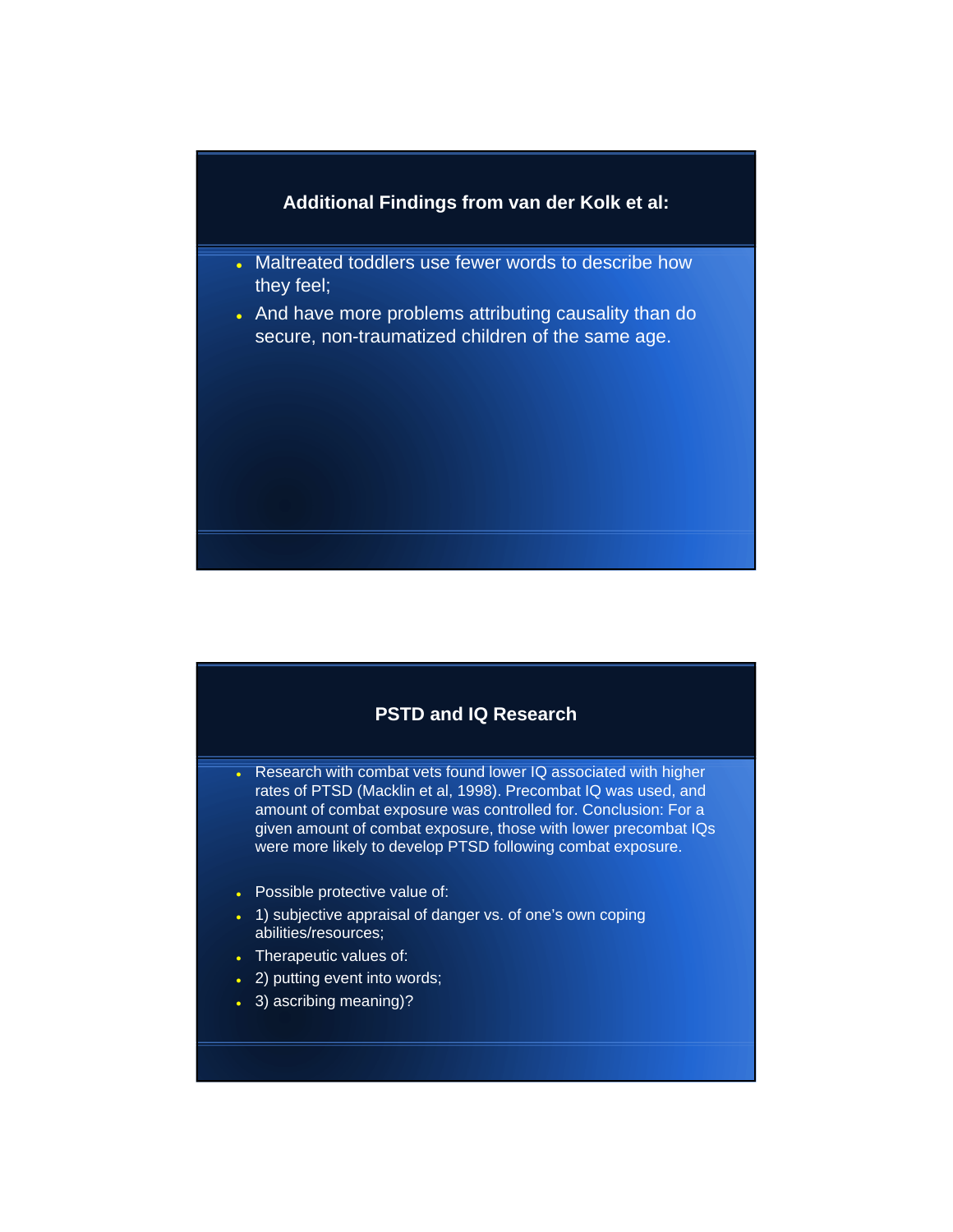## Additional Findings from van der Kolk et al:

- Maltreated toddlers use fewer words to describe how they feel;
- And have more problems attributing causality than do secure, non-traumatized children of the same age.

## PSTD and IQ Research

- Research with combat vets found lower IQ associated with higher rates of PTSD (Macklin et al, 1998). Precombat IQ was used, and amount of combat exposure was controlled for. Conclusion: For a given amount of combat exposure, those with lower precombat IQs were more likely to develop PTSD following combat exposure.

- Possible protective value of:
- 1) subjective appraisal of danger vs. of one's own coping abilities/resources;
- Therapeutic values of:
- 2) putting event into words;
- 3) ascribing meaning)?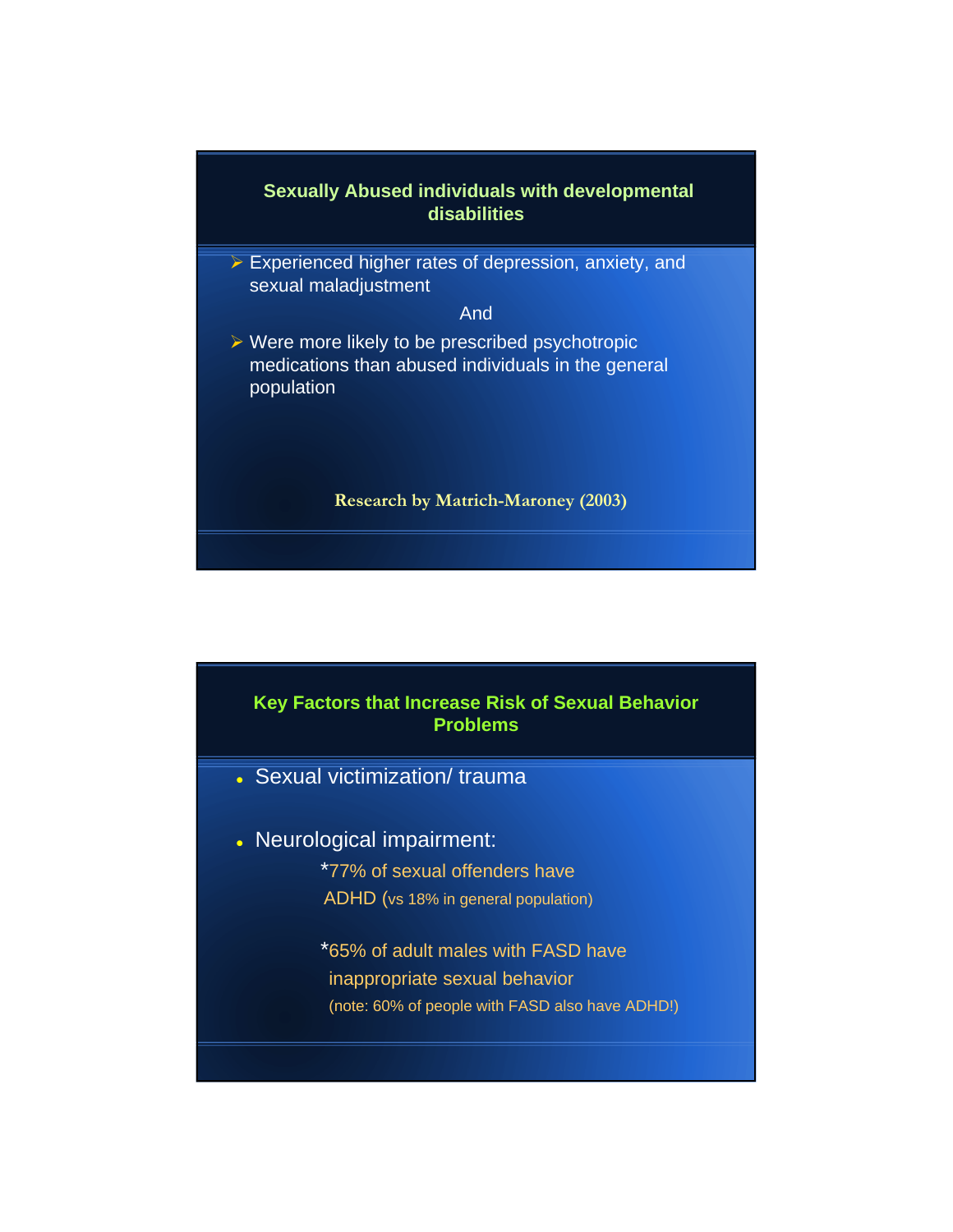## Sexually Abused individuals with developmental disabilities

- Experienced higher rates of depression, anxiety, and sexual maladjustment

And

- Were more likely to be prescribed psychotropic medications than abused individuals in the general population

**Research by Matrich-Maroney (2003)**

## Key Factors that Increase Risk of Sexual Behavior Problems

- Sexual victimization/ trauma
- Neurological impairment:

  *77% of sexual offenders have ADHD (vs 18% in general population)

  *65% of adult males with FASD have inappropriate sexual behavior
  (note: 60% of people with FASD also have ADHD!)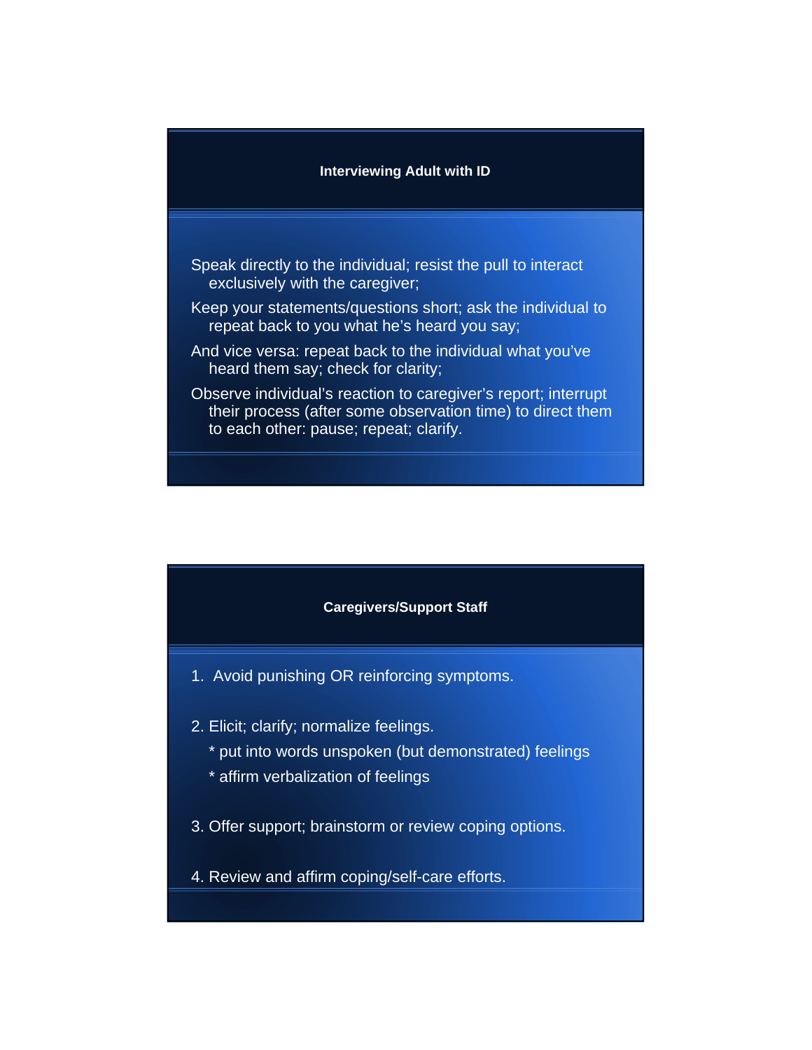## Interviewing Adult with ID

Speak directly to the individual; resist the pull to interact exclusively with the caregiver;

Keep your statements/questions short; ask the individual to repeat back to you what he's heard you say;

And vice versa: repeat back to the individual what you've heard them say; check for clarity;

Observe individual's reaction to caregiver's report; interrupt their process (after some observation time) to direct them to each other: pause; repeat; clarify.

## Caregivers/Support Staff

1. Avoid punishing OR reinforcing symptoms.

2. Elicit; clarify; normalize feelings.
   * put into words unspoken (but demonstrated) feelings
   * affirm verbalization of feelings

3. Offer support; brainstorm or review coping options.

4. Review and affirm coping/self-care efforts.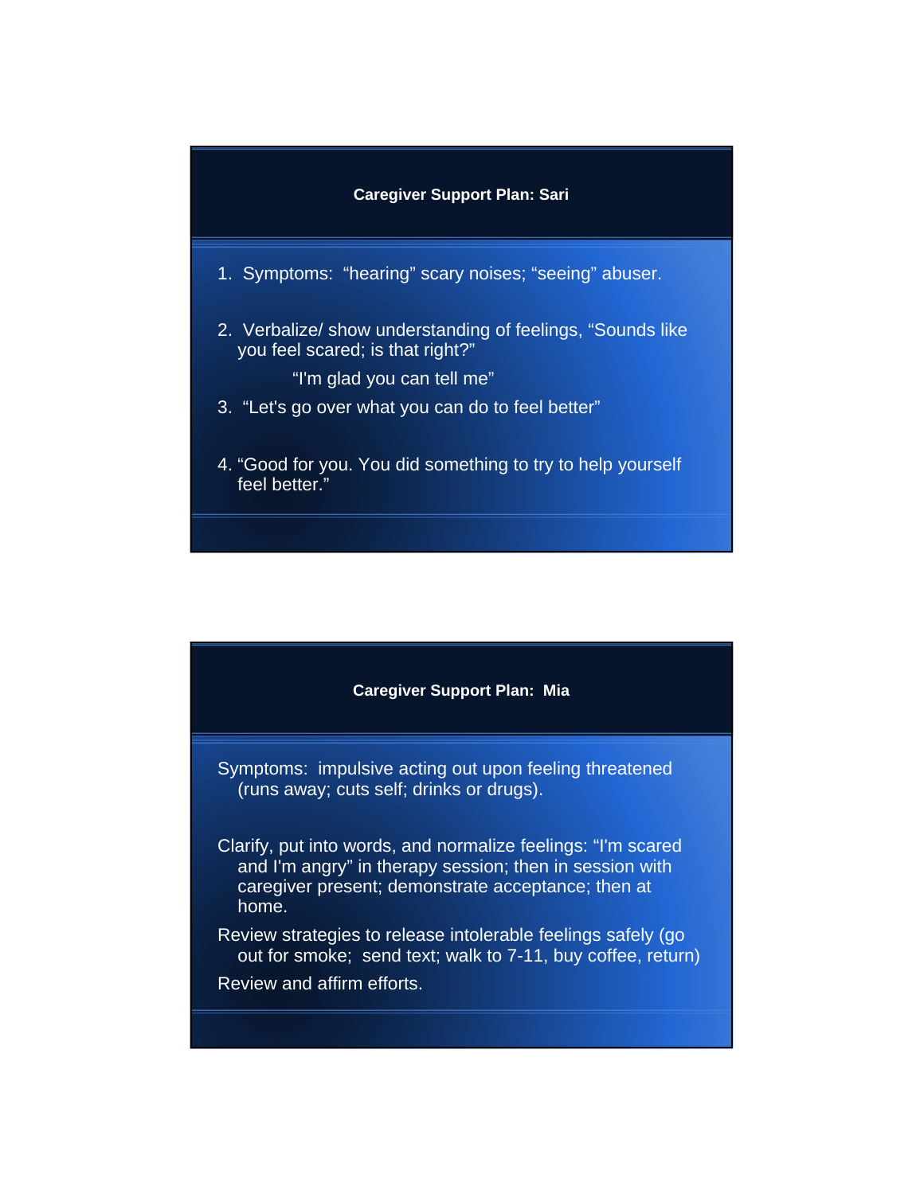## Caregiver Support Plan: Sari

1. Symptoms: “hearing” scary noises; “seeing” abuser.
2. Verbalize/ show understanding of feelings, “Sounds like you feel scared; is that right?”
   
   “I'm glad you can tell me”
3. “Let's go over what you can do to feel better”
4. “Good for you. You did something to try to help yourself feel better.”

## Caregiver Support Plan: Mia

Symptoms: impulsive acting out upon feeling threatened (runs away; cuts self; drinks or drugs).

Clarify, put into words, and normalize feelings: “I'm scared and I'm angry” in therapy session; then in session with caregiver present; demonstrate acceptance; then at home.

Review strategies to release intolerable feelings safely (go out for smoke; send text; walk to 7-11, buy coffee, return)

Review and affirm efforts.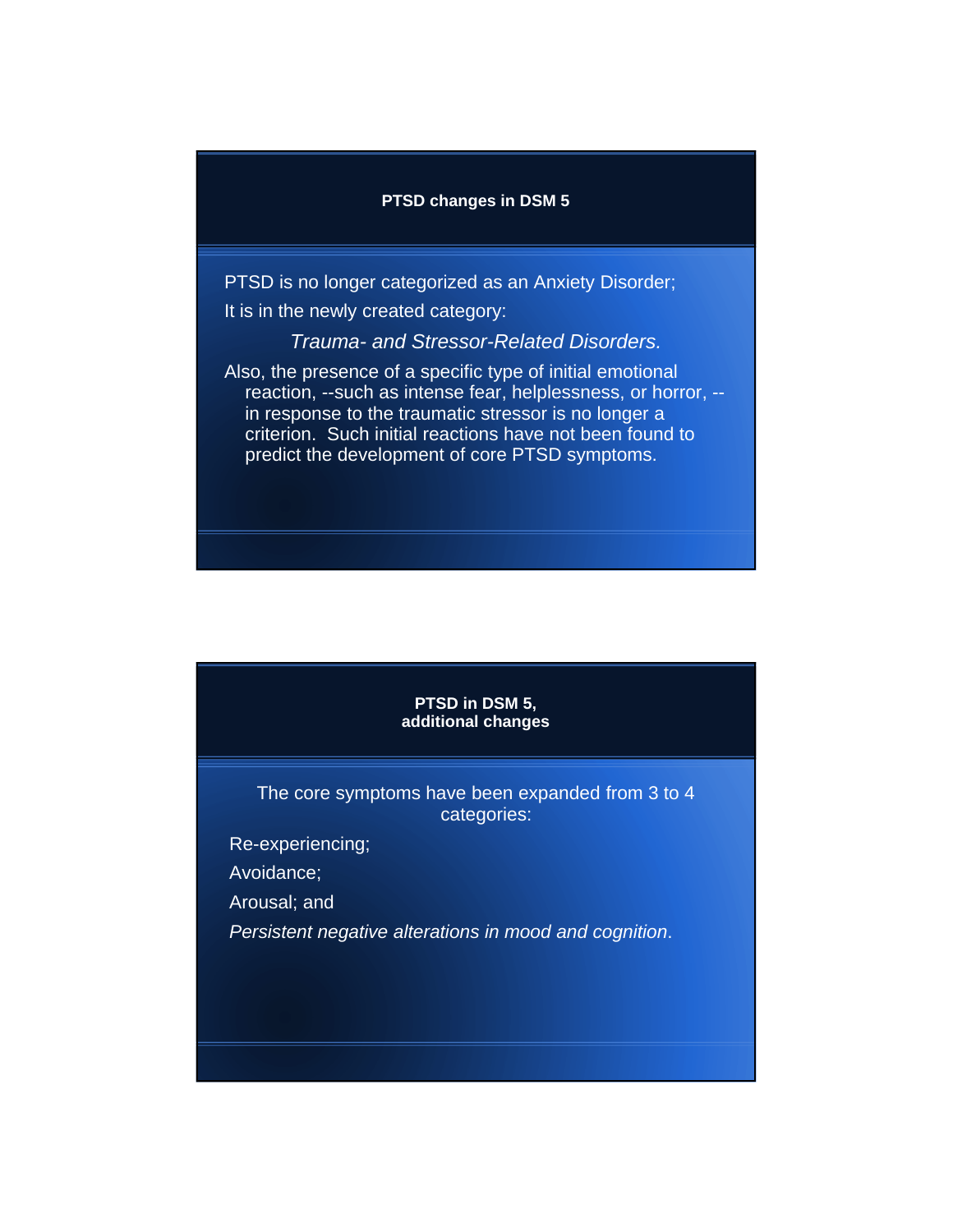## PTSD changes in DSM 5

PTSD is no longer categorized as an Anxiety Disorder;

It is in the newly created category:

*Trauma- and Stressor-Related Disorders.*

Also, the presence of a specific type of initial emotional reaction, --such as intense fear, helplessness, or horror, -- in response to the traumatic stressor is no longer a criterion. Such initial reactions have not been found to predict the development of core PTSD symptoms.

## PTSD in DSM 5, additional changes

The core symptoms have been expanded from 3 to 4 categories:

Re-experiencing;

Avoidance;

Arousal; and

*Persistent negative alterations in mood and cognition*.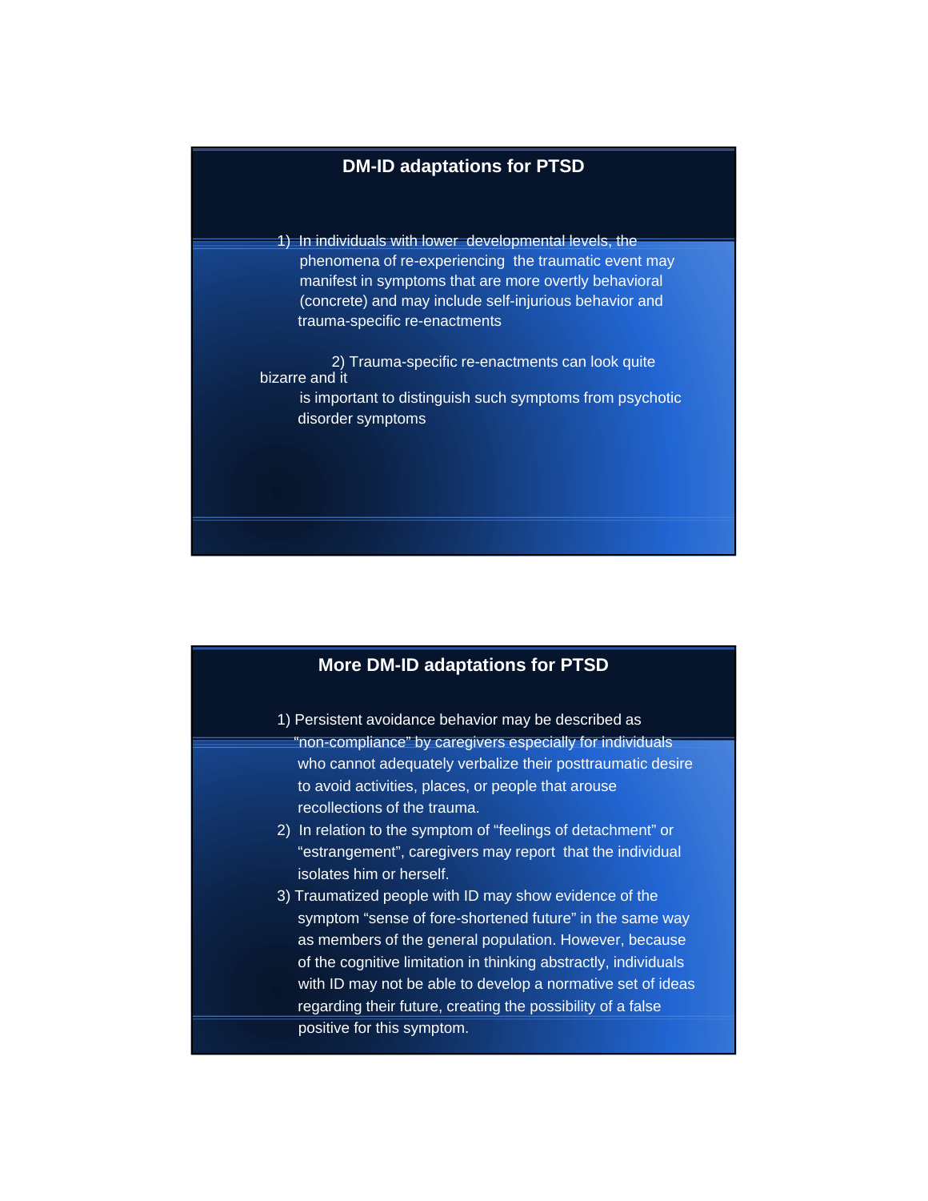## DM-ID adaptations for PTSD

1) In individuals with lower developmental levels, the phenomena of re-experiencing the traumatic event may manifest in symptoms that are more overtly behavioral (concrete) and may include self-injurious behavior and trauma-specific re-enactments

2) Trauma-specific re-enactments can look quite bizarre and it is important to distinguish such symptoms from psychotic disorder symptoms

## More DM-ID adaptations for PTSD

1) Persistent avoidance behavior may be described as "non-compliance" by caregivers especially for individuals who cannot adequately verbalize their posttraumatic desire to avoid activities, places, or people that arouse recollections of the trauma.
2) In relation to the symptom of "feelings of detachment" or "estrangement", caregivers may report that the individual isolates him or herself.
3) Traumatized people with ID may show evidence of the symptom "sense of fore-shortened future" in the same way as members of the general population. However, because of the cognitive limitation in thinking abstractly, individuals with ID may not be able to develop a normative set of ideas regarding their future, creating the possibility of a false positive for this symptom.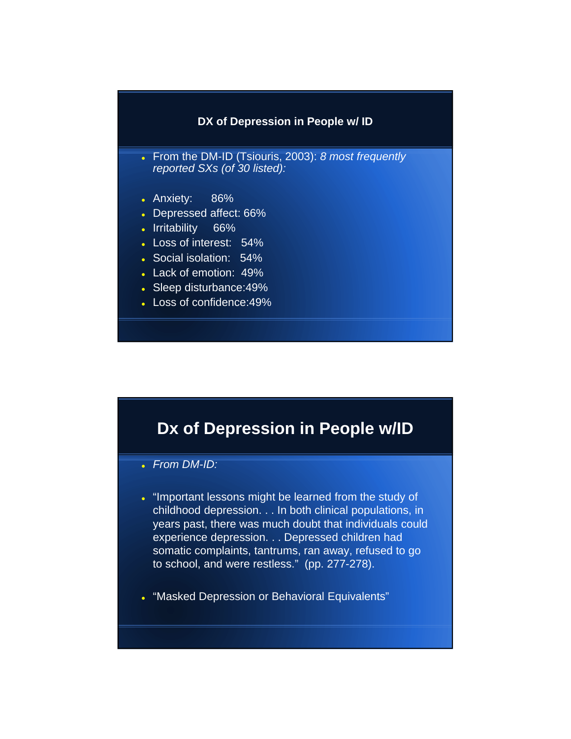## DX of Depression in People w/ ID

- From the DM-ID (Tsiouris, 2003): *8 most frequently reported SXs (of 30 listed):*

- Anxiety: 86%
- Depressed affect: 66%
- Irritability 66%
- Loss of interest: 54%
- Social isolation: 54%
- Lack of emotion: 49%
- Sleep disturbance:49%
- Loss of confidence:49%

## Dx of Depression in People w/ID

- *From DM-ID:*

- "Important lessons might be learned from the study of childhood depression. . . In both clinical populations, in years past, there was much doubt that individuals could experience depression. . . Depressed children had somatic complaints, tantrums, ran away, refused to go to school, and were restless." (pp. 277-278).

- "Masked Depression or Behavioral Equivalents"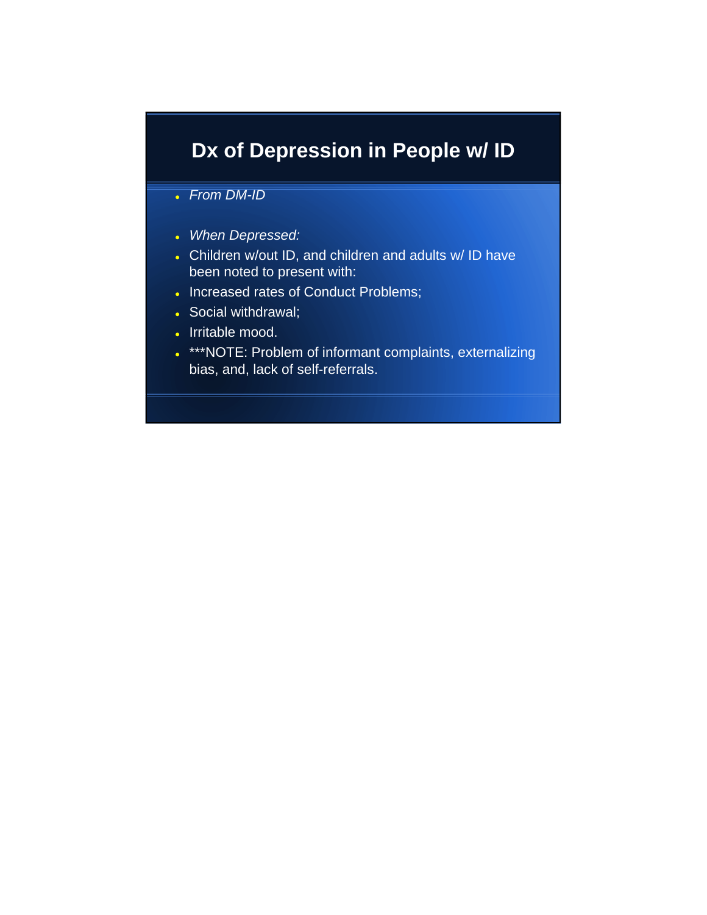# Dx of Depression in People w/ ID

- *From DM-ID*
- *When Depressed:*
- Children w/out ID, and children and adults w/ ID have been noted to present with:
- Increased rates of Conduct Problems;
- Social withdrawal;
- Irritable mood.
- ***NOTE: Problem of informant complaints, externalizing bias, and, lack of self-referrals.